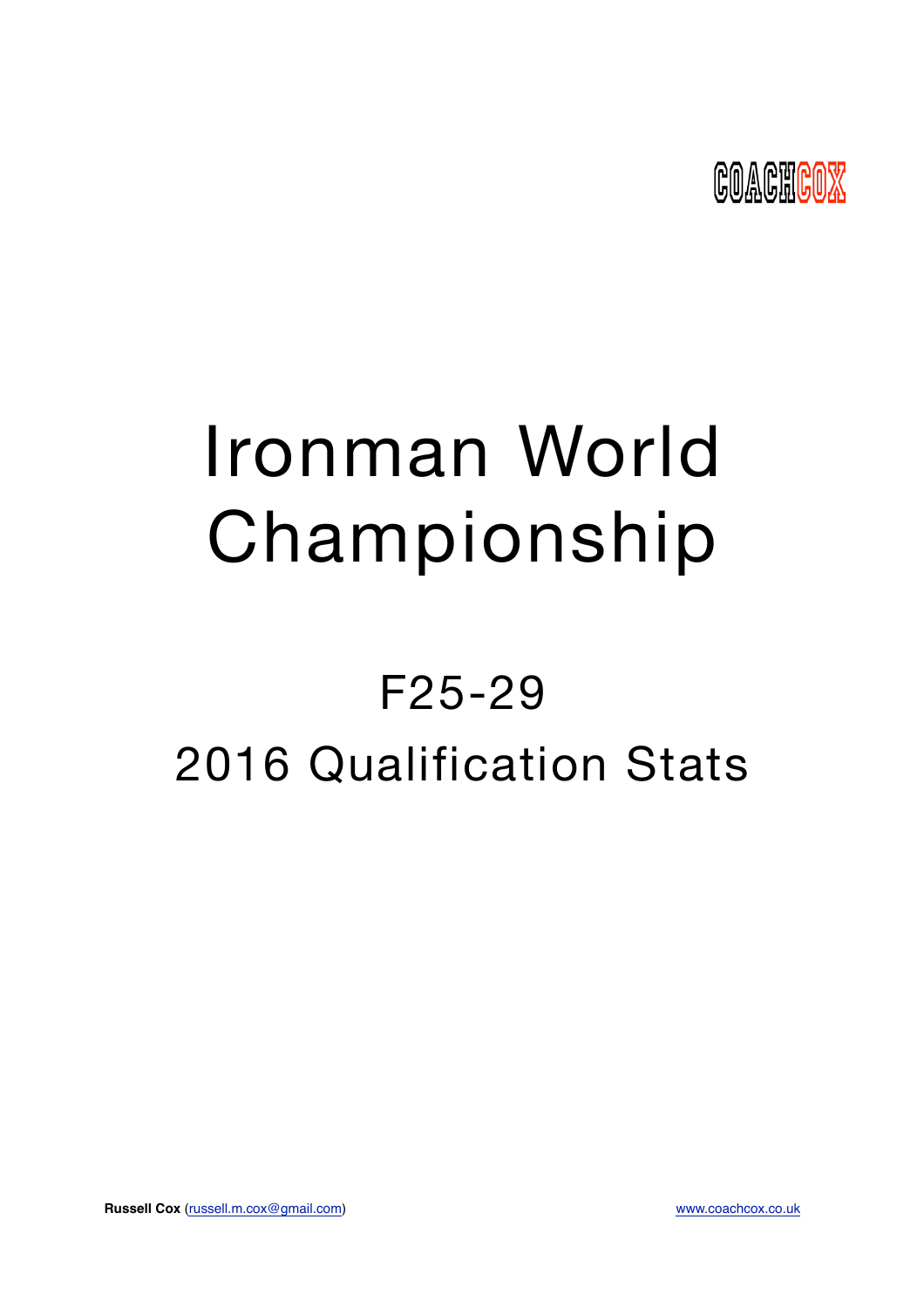COACHCOX

# Ironman World Championship

## F25-29

## 2016 Qualification Stats

**Russell Cox** (russell.m.cox@gmail.com) www.coachcox.co.uk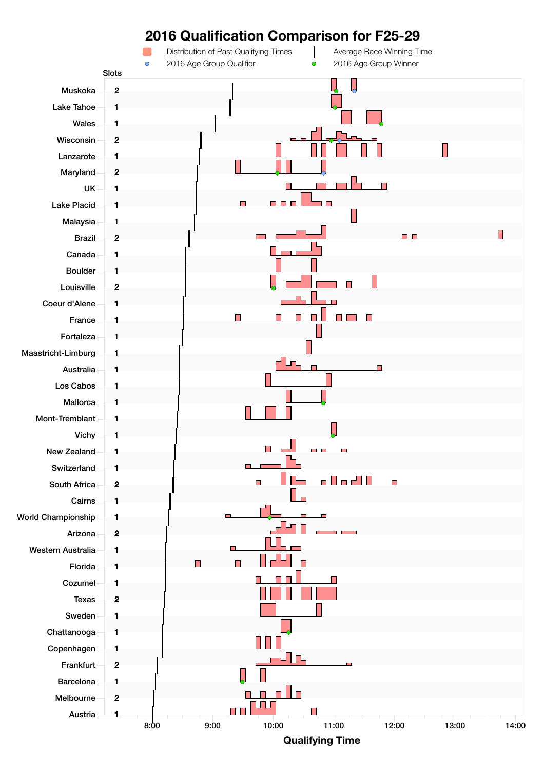# 2016 Qualification Comparison for F25-29

Distribution of Past Qualifying Times | Average Race Winning Time | 2016 Age Group Qualifier | 2016 Age Group Winner

| Race | Slots |
|---|---|
| Muskoka | 2 |
| Lake Tahoe | 1 |
| Wales | 1 |
| Wisconsin | 2 |
| Lanzarote | 1 |
| Maryland | 2 |
| UK | 1 |
| Lake Placid | 1 |
| Malaysia | 1 |
| Brazil | 2 |
| Canada | 1 |
| Boulder | 1 |
| Louisville | 2 |
| Coeur d'Alene | 1 |
| France | 1 |
| Fortaleza | 1 |
| Maastricht-Limburg | 1 |
| Australia | 1 |
| Los Cabos | 1 |
| Mallorca | 1 |
| Mont-Tremblant | 1 |
| Vichy | 1 |
| New Zealand | 1 |
| Switzerland | 1 |
| South Africa | 2 |
| Cairns | 1 |
| World Championship | 1 |
| Arizona | 2 |
| Western Australia | 1 |
| Florida | 1 |
| Cozumel | 1 |
| Texas | 2 |
| Sweden | 1 |
| Chattanooga | 1 |
| Copenhagen | 1 |
| Frankfurt | 2 |
| Barcelona | 1 |
| Melbourne | 2 |
| Austria | 1 |

Qualifying Time: 8:00, 9:00, 10:00, 11:00, 12:00, 13:00, 14:00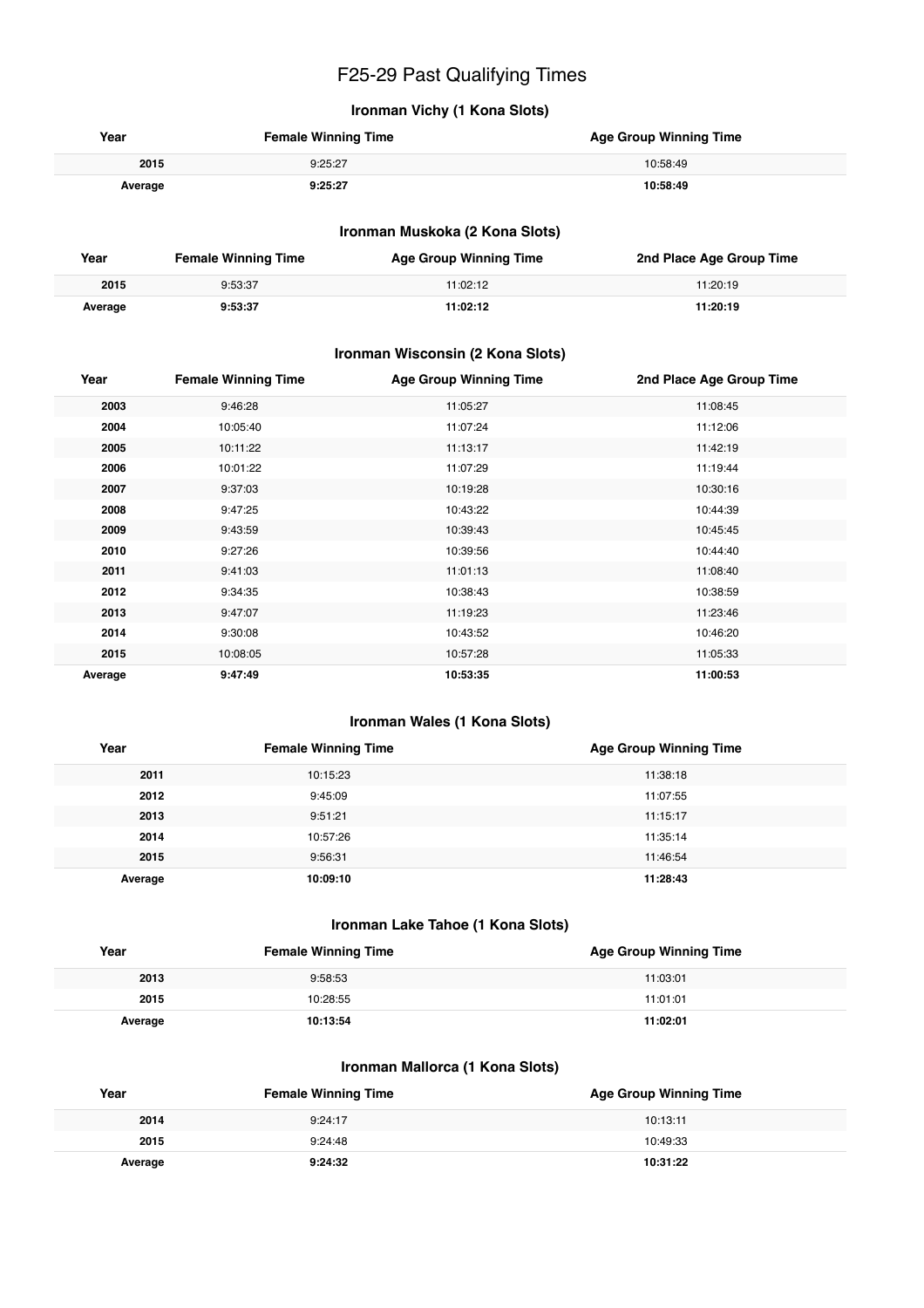# F25-29 Past Qualifying Times

### Ironman Vichy (1 Kona Slots)

| Year | Female Winning Time | Age Group Winning Time |
|---|---|---|
| 2015 | 9:25:27 | 10:58:49 |
| **Average** | **9:25:27** | **10:58:49** |

### Ironman Muskoka (2 Kona Slots)

| Year | Female Winning Time | Age Group Winning Time | 2nd Place Age Group Time |
|---|---|---|---|
| 2015 | 9:53:37 | 11:02:12 | 11:20:19 |
| **Average** | **9:53:37** | **11:02:12** | **11:20:19** |

### Ironman Wisconsin (2 Kona Slots)

| Year | Female Winning Time | Age Group Winning Time | 2nd Place Age Group Time |
|---|---|---|---|
| 2003 | 9:46:28 | 11:05:27 | 11:08:45 |
| 2004 | 10:05:40 | 11:07:24 | 11:12:06 |
| 2005 | 10:11:22 | 11:13:17 | 11:42:19 |
| 2006 | 10:01:22 | 11:07:29 | 11:19:44 |
| 2007 | 9:37:03 | 10:19:28 | 10:30:16 |
| 2008 | 9:47:25 | 10:43:22 | 10:44:39 |
| 2009 | 9:43:59 | 10:39:43 | 10:45:45 |
| 2010 | 9:27:26 | 10:39:56 | 10:44:40 |
| 2011 | 9:41:03 | 11:01:13 | 11:08:40 |
| 2012 | 9:34:35 | 10:38:43 | 10:38:59 |
| 2013 | 9:47:07 | 11:19:23 | 11:23:46 |
| 2014 | 9:30:08 | 10:43:52 | 10:46:20 |
| 2015 | 10:08:05 | 10:57:28 | 11:05:33 |
| **Average** | **9:47:49** | **10:53:35** | **11:00:53** |

### Ironman Wales (1 Kona Slots)

| Year | Female Winning Time | Age Group Winning Time |
|---|---|---|
| 2011 | 10:15:23 | 11:38:18 |
| 2012 | 9:45:09 | 11:07:55 |
| 2013 | 9:51:21 | 11:15:17 |
| 2014 | 10:57:26 | 11:35:14 |
| 2015 | 9:56:31 | 11:46:54 |
| **Average** | **10:09:10** | **11:28:43** |

### Ironman Lake Tahoe (1 Kona Slots)

| Year | Female Winning Time | Age Group Winning Time |
|---|---|---|
| 2013 | 9:58:53 | 11:03:01 |
| 2015 | 10:28:55 | 11:01:01 |
| **Average** | **10:13:54** | **11:02:01** |

### Ironman Mallorca (1 Kona Slots)

| Year | Female Winning Time | Age Group Winning Time |
|---|---|---|
| 2014 | 9:24:17 | 10:13:11 |
| 2015 | 9:24:48 | 10:49:33 |
| **Average** | **9:24:32** | **10:31:22** |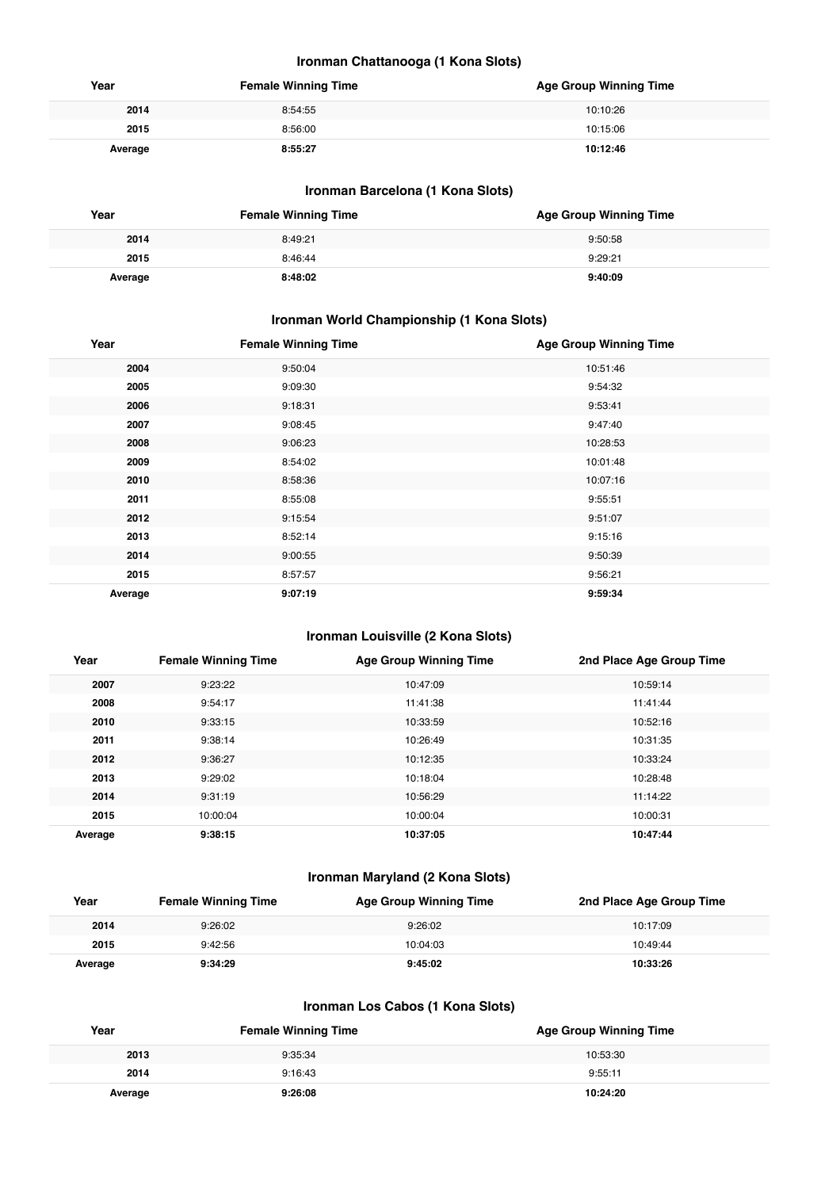### Ironman Chattanooga (1 Kona Slots)

| Year | Female Winning Time | Age Group Winning Time |
| --- | --- | --- |
| 2014 | 8:54:55 | 10:10:26 |
| 2015 | 8:56:00 | 10:15:06 |
| **Average** | **8:55:27** | **10:12:46** |

### Ironman Barcelona (1 Kona Slots)

| Year | Female Winning Time | Age Group Winning Time |
| --- | --- | --- |
| 2014 | 8:49:21 | 9:50:58 |
| 2015 | 8:46:44 | 9:29:21 |
| **Average** | **8:48:02** | **9:40:09** |

### Ironman World Championship (1 Kona Slots)

| Year | Female Winning Time | Age Group Winning Time |
| --- | --- | --- |
| 2004 | 9:50:04 | 10:51:46 |
| 2005 | 9:09:30 | 9:54:32 |
| 2006 | 9:18:31 | 9:53:41 |
| 2007 | 9:08:45 | 9:47:40 |
| 2008 | 9:06:23 | 10:28:53 |
| 2009 | 8:54:02 | 10:01:48 |
| 2010 | 8:58:36 | 10:07:16 |
| 2011 | 8:55:08 | 9:55:51 |
| 2012 | 9:15:54 | 9:51:07 |
| 2013 | 8:52:14 | 9:15:16 |
| 2014 | 9:00:55 | 9:50:39 |
| 2015 | 8:57:57 | 9:56:21 |
| **Average** | **9:07:19** | **9:59:34** |

### Ironman Louisville (2 Kona Slots)

| Year | Female Winning Time | Age Group Winning Time | 2nd Place Age Group Time |
| --- | --- | --- | --- |
| 2007 | 9:23:22 | 10:47:09 | 10:59:14 |
| 2008 | 9:54:17 | 11:41:38 | 11:41:44 |
| 2010 | 9:33:15 | 10:33:59 | 10:52:16 |
| 2011 | 9:38:14 | 10:26:49 | 10:31:35 |
| 2012 | 9:36:27 | 10:12:35 | 10:33:24 |
| 2013 | 9:29:02 | 10:18:04 | 10:28:48 |
| 2014 | 9:31:19 | 10:56:29 | 11:14:22 |
| 2015 | 10:00:04 | 10:00:04 | 10:00:31 |
| **Average** | **9:38:15** | **10:37:05** | **10:47:44** |

### Ironman Maryland (2 Kona Slots)

| Year | Female Winning Time | Age Group Winning Time | 2nd Place Age Group Time |
| --- | --- | --- | --- |
| 2014 | 9:26:02 | 9:26:02 | 10:17:09 |
| 2015 | 9:42:56 | 10:04:03 | 10:49:44 |
| **Average** | **9:34:29** | **9:45:02** | **10:33:26** |

### Ironman Los Cabos (1 Kona Slots)

| Year | Female Winning Time | Age Group Winning Time |
| --- | --- | --- |
| 2013 | 9:35:34 | 10:53:30 |
| 2014 | 9:16:43 | 9:55:11 |
| **Average** | **9:26:08** | **10:24:20** |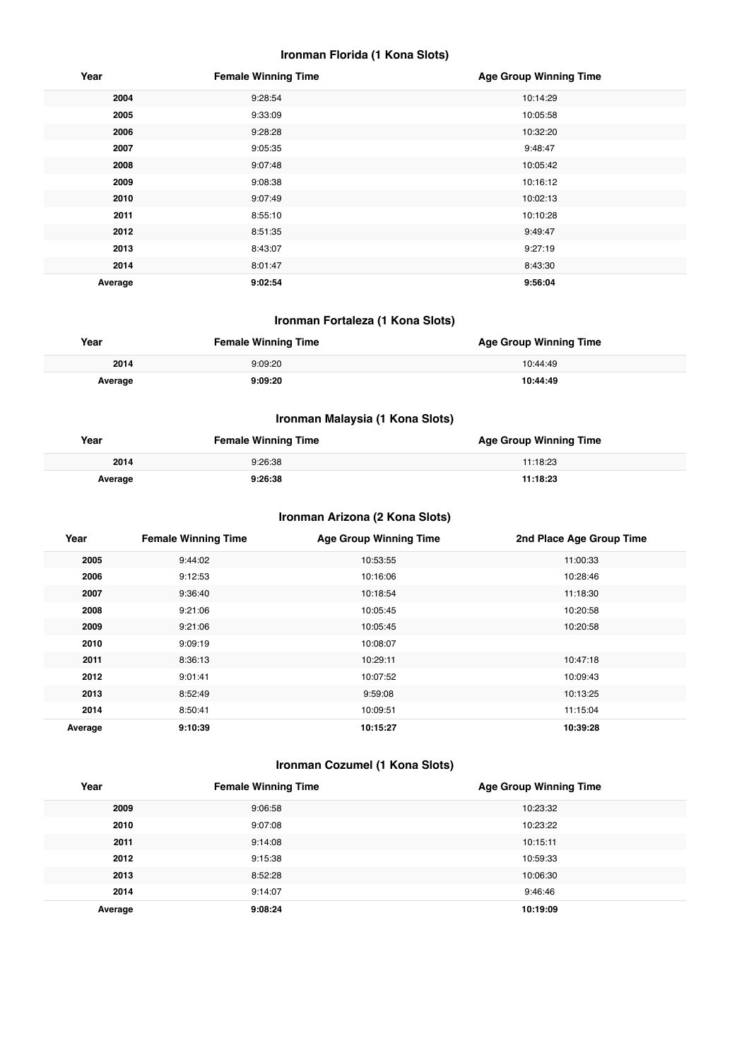### Ironman Florida (1 Kona Slots)

| Year | Female Winning Time | Age Group Winning Time |
|---|---|---|
| 2004 | 9:28:54 | 10:14:29 |
| 2005 | 9:33:09 | 10:05:58 |
| 2006 | 9:28:28 | 10:32:20 |
| 2007 | 9:05:35 | 9:48:47 |
| 2008 | 9:07:48 | 10:05:42 |
| 2009 | 9:08:38 | 10:16:12 |
| 2010 | 9:07:49 | 10:02:13 |
| 2011 | 8:55:10 | 10:10:28 |
| 2012 | 8:51:35 | 9:49:47 |
| 2013 | 8:43:07 | 9:27:19 |
| 2014 | 8:01:47 | 8:43:30 |
| **Average** | **9:02:54** | **9:56:04** |

### Ironman Fortaleza (1 Kona Slots)

| Year | Female Winning Time | Age Group Winning Time |
|---|---|---|
| 2014 | 9:09:20 | 10:44:49 |
| **Average** | **9:09:20** | **10:44:49** |

### Ironman Malaysia (1 Kona Slots)

| Year | Female Winning Time | Age Group Winning Time |
|---|---|---|
| 2014 | 9:26:38 | 11:18:23 |
| **Average** | **9:26:38** | **11:18:23** |

### Ironman Arizona (2 Kona Slots)

| Year | Female Winning Time | Age Group Winning Time | 2nd Place Age Group Time |
|---|---|---|---|
| 2005 | 9:44:02 | 10:53:55 | 11:00:33 |
| 2006 | 9:12:53 | 10:16:06 | 10:28:46 |
| 2007 | 9:36:40 | 10:18:54 | 11:18:30 |
| 2008 | 9:21:06 | 10:05:45 | 10:20:58 |
| 2009 | 9:21:06 | 10:05:45 | 10:20:58 |
| 2010 | 9:09:19 | 10:08:07 | |
| 2011 | 8:36:13 | 10:29:11 | 10:47:18 |
| 2012 | 9:01:41 | 10:07:52 | 10:09:43 |
| 2013 | 8:52:49 | 9:59:08 | 10:13:25 |
| 2014 | 8:50:41 | 10:09:51 | 11:15:04 |
| **Average** | **9:10:39** | **10:15:27** | **10:39:28** |

### Ironman Cozumel (1 Kona Slots)

| Year | Female Winning Time | Age Group Winning Time |
|---|---|---|
| 2009 | 9:06:58 | 10:23:32 |
| 2010 | 9:07:08 | 10:23:22 |
| 2011 | 9:14:08 | 10:15:11 |
| 2012 | 9:15:38 | 10:59:33 |
| 2013 | 8:52:28 | 10:06:30 |
| 2014 | 9:14:07 | 9:46:46 |
| **Average** | **9:08:24** | **10:19:09** |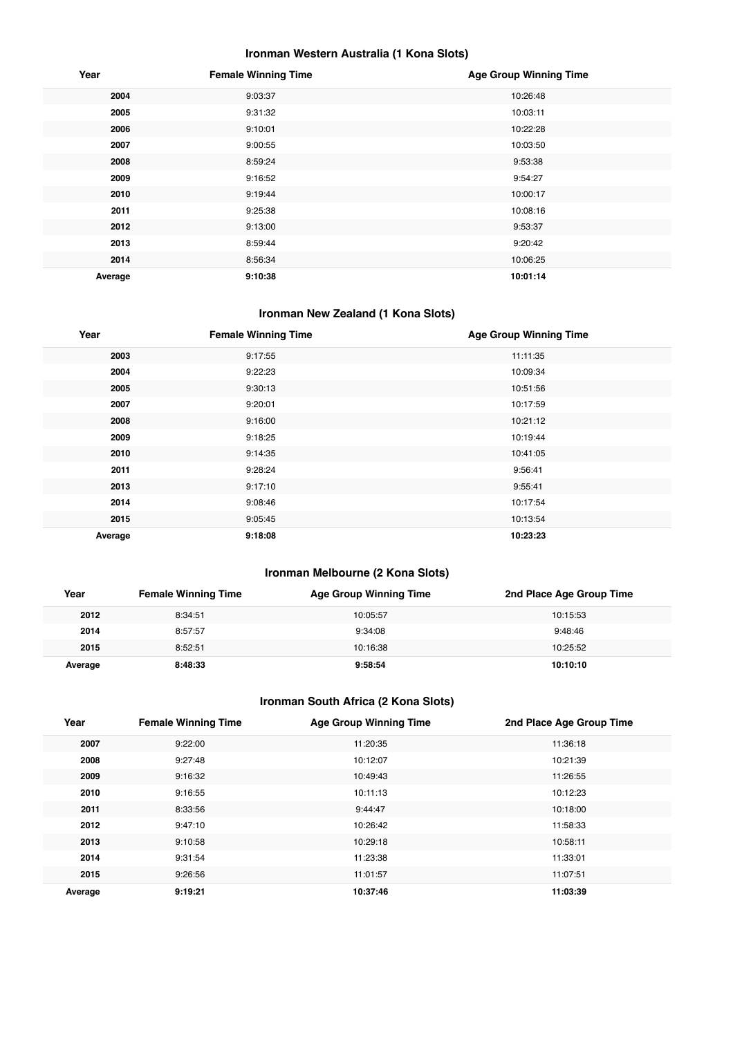### Ironman Western Australia (1 Kona Slots)

| Year | Female Winning Time | Age Group Winning Time |
|---|---|---|
| 2004 | 9:03:37 | 10:26:48 |
| 2005 | 9:31:32 | 10:03:11 |
| 2006 | 9:10:01 | 10:22:28 |
| 2007 | 9:00:55 | 10:03:50 |
| 2008 | 8:59:24 | 9:53:38 |
| 2009 | 9:16:52 | 9:54:27 |
| 2010 | 9:19:44 | 10:00:17 |
| 2011 | 9:25:38 | 10:08:16 |
| 2012 | 9:13:00 | 9:53:37 |
| 2013 | 8:59:44 | 9:20:42 |
| 2014 | 8:56:34 | 10:06:25 |
| **Average** | **9:10:38** | **10:01:14** |

### Ironman New Zealand (1 Kona Slots)

| Year | Female Winning Time | Age Group Winning Time |
|---|---|---|
| 2003 | 9:17:55 | 11:11:35 |
| 2004 | 9:22:23 | 10:09:34 |
| 2005 | 9:30:13 | 10:51:56 |
| 2007 | 9:20:01 | 10:17:59 |
| 2008 | 9:16:00 | 10:21:12 |
| 2009 | 9:18:25 | 10:19:44 |
| 2010 | 9:14:35 | 10:41:05 |
| 2011 | 9:28:24 | 9:56:41 |
| 2013 | 9:17:10 | 9:55:41 |
| 2014 | 9:08:46 | 10:17:54 |
| 2015 | 9:05:45 | 10:13:54 |
| **Average** | **9:18:08** | **10:23:23** |

### Ironman Melbourne (2 Kona Slots)

| Year | Female Winning Time | Age Group Winning Time | 2nd Place Age Group Time |
|---|---|---|---|
| 2012 | 8:34:51 | 10:05:57 | 10:15:53 |
| 2014 | 8:57:57 | 9:34:08 | 9:48:46 |
| 2015 | 8:52:51 | 10:16:38 | 10:25:52 |
| **Average** | **8:48:33** | **9:58:54** | **10:10:10** |

### Ironman South Africa (2 Kona Slots)

| Year | Female Winning Time | Age Group Winning Time | 2nd Place Age Group Time |
|---|---|---|---|
| 2007 | 9:22:00 | 11:20:35 | 11:36:18 |
| 2008 | 9:27:48 | 10:12:07 | 10:21:39 |
| 2009 | 9:16:32 | 10:49:43 | 11:26:55 |
| 2010 | 9:16:55 | 10:11:13 | 10:12:23 |
| 2011 | 8:33:56 | 9:44:47 | 10:18:00 |
| 2012 | 9:47:10 | 10:26:42 | 11:58:33 |
| 2013 | 9:10:58 | 10:29:18 | 10:58:11 |
| 2014 | 9:31:54 | 11:23:38 | 11:33:01 |
| 2015 | 9:26:56 | 11:01:57 | 11:07:51 |
| **Average** | **9:19:21** | **10:37:46** | **11:03:39** |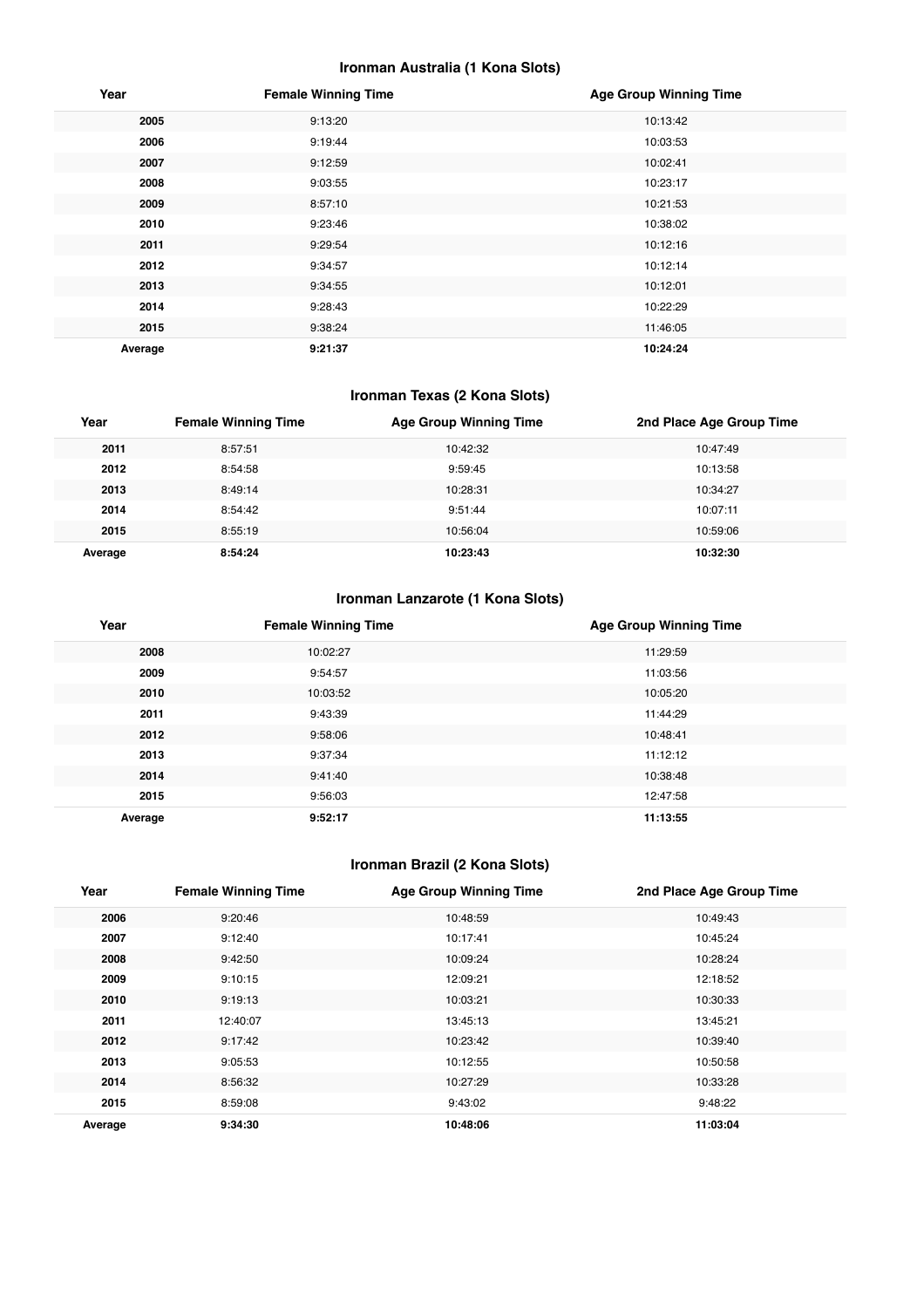### Ironman Australia (1 Kona Slots)

| Year | Female Winning Time | Age Group Winning Time |
|---|---|---|
| 2005 | 9:13:20 | 10:13:42 |
| 2006 | 9:19:44 | 10:03:53 |
| 2007 | 9:12:59 | 10:02:41 |
| 2008 | 9:03:55 | 10:23:17 |
| 2009 | 8:57:10 | 10:21:53 |
| 2010 | 9:23:46 | 10:38:02 |
| 2011 | 9:29:54 | 10:12:16 |
| 2012 | 9:34:57 | 10:12:14 |
| 2013 | 9:34:55 | 10:12:01 |
| 2014 | 9:28:43 | 10:22:29 |
| 2015 | 9:38:24 | 11:46:05 |
| **Average** | **9:21:37** | **10:24:24** |

### Ironman Texas (2 Kona Slots)

| Year | Female Winning Time | Age Group Winning Time | 2nd Place Age Group Time |
|---|---|---|---|
| 2011 | 8:57:51 | 10:42:32 | 10:47:49 |
| 2012 | 8:54:58 | 9:59:45 | 10:13:58 |
| 2013 | 8:49:14 | 10:28:31 | 10:34:27 |
| 2014 | 8:54:42 | 9:51:44 | 10:07:11 |
| 2015 | 8:55:19 | 10:56:04 | 10:59:06 |
| **Average** | **8:54:24** | **10:23:43** | **10:32:30** |

### Ironman Lanzarote (1 Kona Slots)

| Year | Female Winning Time | Age Group Winning Time |
|---|---|---|
| 2008 | 10:02:27 | 11:29:59 |
| 2009 | 9:54:57 | 11:03:56 |
| 2010 | 10:03:52 | 10:05:20 |
| 2011 | 9:43:39 | 11:44:29 |
| 2012 | 9:58:06 | 10:48:41 |
| 2013 | 9:37:34 | 11:12:12 |
| 2014 | 9:41:40 | 10:38:48 |
| 2015 | 9:56:03 | 12:47:58 |
| **Average** | **9:52:17** | **11:13:55** |

### Ironman Brazil (2 Kona Slots)

| Year | Female Winning Time | Age Group Winning Time | 2nd Place Age Group Time |
|---|---|---|---|
| 2006 | 9:20:46 | 10:48:59 | 10:49:43 |
| 2007 | 9:12:40 | 10:17:41 | 10:45:24 |
| 2008 | 9:42:50 | 10:09:24 | 10:28:24 |
| 2009 | 9:10:15 | 12:09:21 | 12:18:52 |
| 2010 | 9:19:13 | 10:03:21 | 10:30:33 |
| 2011 | 12:40:07 | 13:45:13 | 13:45:21 |
| 2012 | 9:17:42 | 10:23:42 | 10:39:40 |
| 2013 | 9:05:53 | 10:12:55 | 10:50:58 |
| 2014 | 8:56:32 | 10:27:29 | 10:33:28 |
| 2015 | 8:59:08 | 9:43:02 | 9:48:22 |
| **Average** | **9:34:30** | **10:48:06** | **11:03:04** |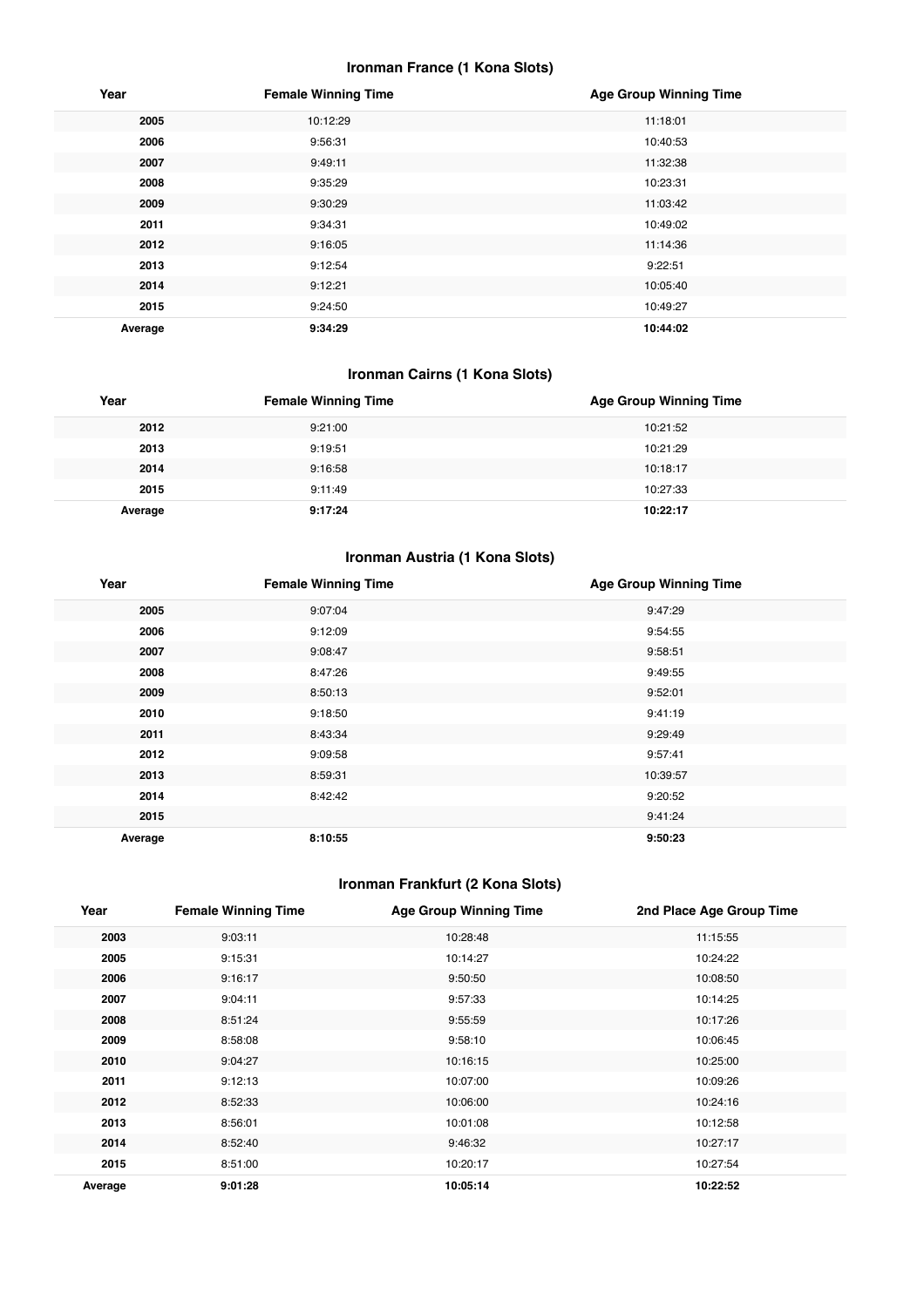### Ironman France (1 Kona Slots)

| Year | Female Winning Time | Age Group Winning Time |
| --- | --- | --- |
| 2005 | 10:12:29 | 11:18:01 |
| 2006 | 9:56:31 | 10:40:53 |
| 2007 | 9:49:11 | 11:32:38 |
| 2008 | 9:35:29 | 10:23:31 |
| 2009 | 9:30:29 | 11:03:42 |
| 2011 | 9:34:31 | 10:49:02 |
| 2012 | 9:16:05 | 11:14:36 |
| 2013 | 9:12:54 | 9:22:51 |
| 2014 | 9:12:21 | 10:05:40 |
| 2015 | 9:24:50 | 10:49:27 |
| **Average** | **9:34:29** | **10:44:02** |

### Ironman Cairns (1 Kona Slots)

| Year | Female Winning Time | Age Group Winning Time |
| --- | --- | --- |
| 2012 | 9:21:00 | 10:21:52 |
| 2013 | 9:19:51 | 10:21:29 |
| 2014 | 9:16:58 | 10:18:17 |
| 2015 | 9:11:49 | 10:27:33 |
| **Average** | **9:17:24** | **10:22:17** |

### Ironman Austria (1 Kona Slots)

| Year | Female Winning Time | Age Group Winning Time |
| --- | --- | --- |
| 2005 | 9:07:04 | 9:47:29 |
| 2006 | 9:12:09 | 9:54:55 |
| 2007 | 9:08:47 | 9:58:51 |
| 2008 | 8:47:26 | 9:49:55 |
| 2009 | 8:50:13 | 9:52:01 |
| 2010 | 9:18:50 | 9:41:19 |
| 2011 | 8:43:34 | 9:29:49 |
| 2012 | 9:09:58 | 9:57:41 |
| 2013 | 8:59:31 | 10:39:57 |
| 2014 | 8:42:42 | 9:20:52 |
| 2015 | | 9:41:24 |
| **Average** | **8:10:55** | **9:50:23** |

### Ironman Frankfurt (2 Kona Slots)

| Year | Female Winning Time | Age Group Winning Time | 2nd Place Age Group Time |
| --- | --- | --- | --- |
| 2003 | 9:03:11 | 10:28:48 | 11:15:55 |
| 2005 | 9:15:31 | 10:14:27 | 10:24:22 |
| 2006 | 9:16:17 | 9:50:50 | 10:08:50 |
| 2007 | 9:04:11 | 9:57:33 | 10:14:25 |
| 2008 | 8:51:24 | 9:55:59 | 10:17:26 |
| 2009 | 8:58:08 | 9:58:10 | 10:06:45 |
| 2010 | 9:04:27 | 10:16:15 | 10:25:00 |
| 2011 | 9:12:13 | 10:07:00 | 10:09:26 |
| 2012 | 8:52:33 | 10:06:00 | 10:24:16 |
| 2013 | 8:56:01 | 10:01:08 | 10:12:58 |
| 2014 | 8:52:40 | 9:46:32 | 10:27:17 |
| 2015 | 8:51:00 | 10:20:17 | 10:27:54 |
| **Average** | **9:01:28** | **10:05:14** | **10:22:52** |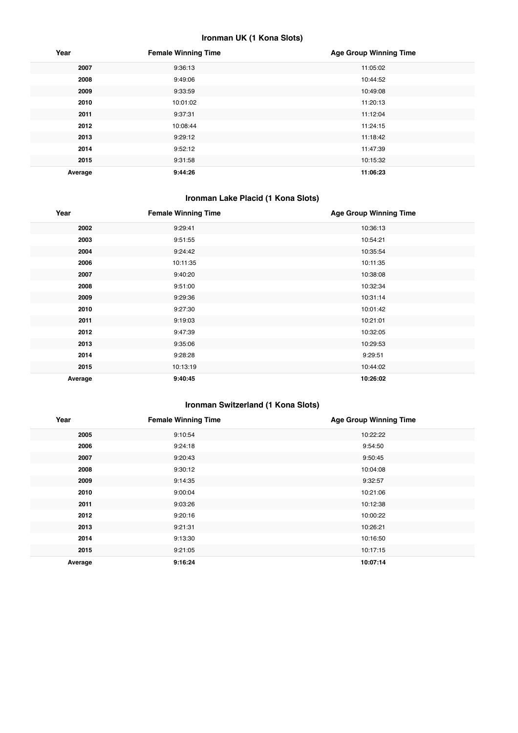### Ironman UK (1 Kona Slots)

| Year | Female Winning Time | Age Group Winning Time |
|---|---|---|
| **2007** | 9:36:13 | 11:05:02 |
| **2008** | 9:49:06 | 10:44:52 |
| **2009** | 9:33:59 | 10:49:08 |
| **2010** | 10:01:02 | 11:20:13 |
| **2011** | 9:37:31 | 11:12:04 |
| **2012** | 10:08:44 | 11:24:15 |
| **2013** | 9:29:12 | 11:18:42 |
| **2014** | 9:52:12 | 11:47:39 |
| **2015** | 9:31:58 | 10:15:32 |
| **Average** | **9:44:26** | **11:06:23** |

### Ironman Lake Placid (1 Kona Slots)

| Year | Female Winning Time | Age Group Winning Time |
|---|---|---|
| **2002** | 9:29:41 | 10:36:13 |
| **2003** | 9:51:55 | 10:54:21 |
| **2004** | 9:24:42 | 10:35:54 |
| **2006** | 10:11:35 | 10:11:35 |
| **2007** | 9:40:20 | 10:38:08 |
| **2008** | 9:51:00 | 10:32:34 |
| **2009** | 9:29:36 | 10:31:14 |
| **2010** | 9:27:30 | 10:01:42 |
| **2011** | 9:19:03 | 10:21:01 |
| **2012** | 9:47:39 | 10:32:05 |
| **2013** | 9:35:06 | 10:29:53 |
| **2014** | 9:28:28 | 9:29:51 |
| **2015** | 10:13:19 | 10:44:02 |
| **Average** | **9:40:45** | **10:26:02** |

### Ironman Switzerland (1 Kona Slots)

| Year | Female Winning Time | Age Group Winning Time |
|---|---|---|
| **2005** | 9:10:54 | 10:22:22 |
| **2006** | 9:24:18 | 9:54:50 |
| **2007** | 9:20:43 | 9:50:45 |
| **2008** | 9:30:12 | 10:04:08 |
| **2009** | 9:14:35 | 9:32:57 |
| **2010** | 9:00:04 | 10:21:06 |
| **2011** | 9:03:26 | 10:12:38 |
| **2012** | 9:20:16 | 10:00:22 |
| **2013** | 9:21:31 | 10:26:21 |
| **2014** | 9:13:30 | 10:16:50 |
| **2015** | 9:21:05 | 10:17:15 |
| **Average** | **9:16:24** | **10:07:14** |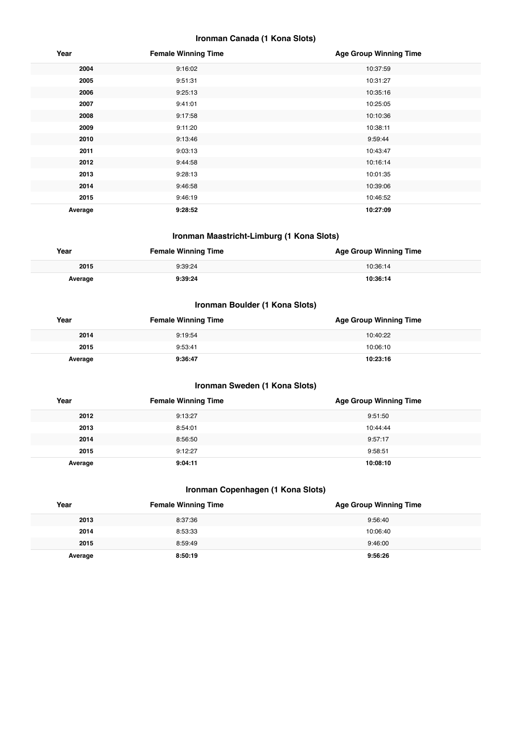### Ironman Canada (1 Kona Slots)

| Year | Female Winning Time | Age Group Winning Time |
|---|---|---|
| **2004** | 9:16:02 | 10:37:59 |
| **2005** | 9:51:31 | 10:31:27 |
| **2006** | 9:25:13 | 10:35:16 |
| **2007** | 9:41:01 | 10:25:05 |
| **2008** | 9:17:58 | 10:10:36 |
| **2009** | 9:11:20 | 10:38:11 |
| **2010** | 9:13:46 | 9:59:44 |
| **2011** | 9:03:13 | 10:43:47 |
| **2012** | 9:44:58 | 10:16:14 |
| **2013** | 9:28:13 | 10:01:35 |
| **2014** | 9:46:58 | 10:39:06 |
| **2015** | 9:46:19 | 10:46:52 |
| **Average** | **9:28:52** | **10:27:09** |

### Ironman Maastricht-Limburg (1 Kona Slots)

| Year | Female Winning Time | Age Group Winning Time |
|---|---|---|
| **2015** | 9:39:24 | 10:36:14 |
| **Average** | **9:39:24** | **10:36:14** |

### Ironman Boulder (1 Kona Slots)

| Year | Female Winning Time | Age Group Winning Time |
|---|---|---|
| **2014** | 9:19:54 | 10:40:22 |
| **2015** | 9:53:41 | 10:06:10 |
| **Average** | **9:36:47** | **10:23:16** |

### Ironman Sweden (1 Kona Slots)

| Year | Female Winning Time | Age Group Winning Time |
|---|---|---|
| **2012** | 9:13:27 | 9:51:50 |
| **2013** | 8:54:01 | 10:44:44 |
| **2014** | 8:56:50 | 9:57:17 |
| **2015** | 9:12:27 | 9:58:51 |
| **Average** | **9:04:11** | **10:08:10** |

### Ironman Copenhagen (1 Kona Slots)

| Year | Female Winning Time | Age Group Winning Time |
|---|---|---|
| **2013** | 8:37:36 | 9:56:40 |
| **2014** | 8:53:33 | 10:06:40 |
| **2015** | 8:59:49 | 9:46:00 |
| **Average** | **8:50:19** | **9:56:26** |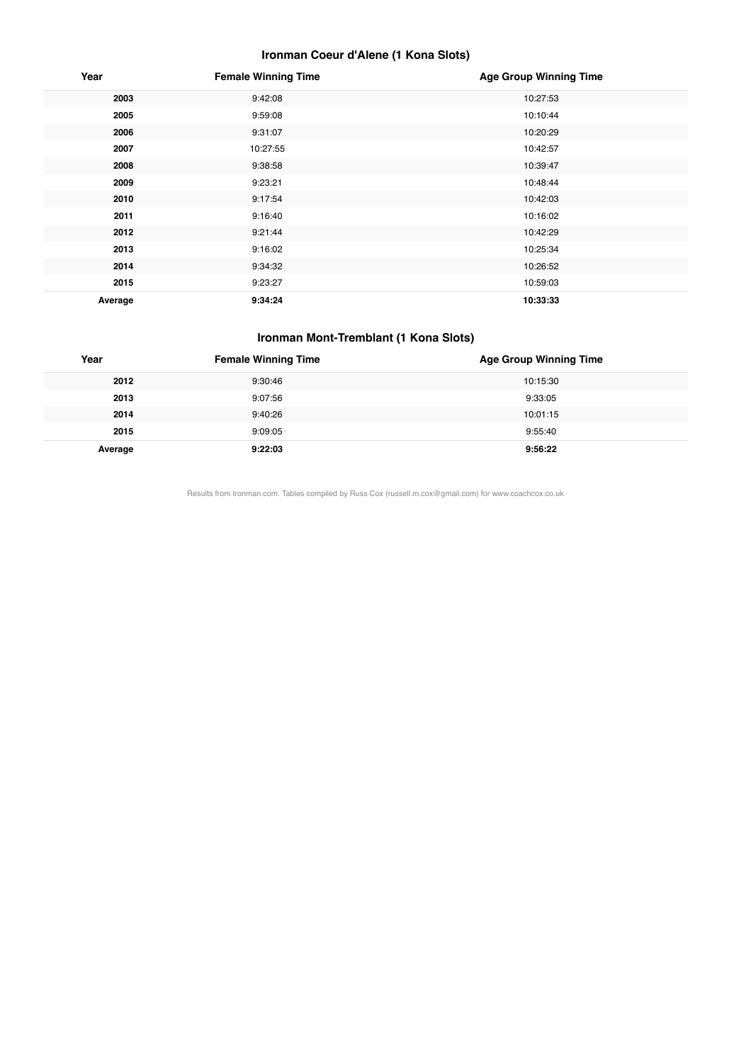### Ironman Coeur d'Alene (1 Kona Slots)

| Year | Female Winning Time | Age Group Winning Time |
|---|---|---|
| **2003** | 9:42:08 | 10:27:53 |
| **2005** | 9:59:08 | 10:10:44 |
| **2006** | 9:31:07 | 10:20:29 |
| **2007** | 10:27:55 | 10:42:57 |
| **2008** | 9:38:58 | 10:39:47 |
| **2009** | 9:23:21 | 10:48:44 |
| **2010** | 9:17:54 | 10:42:03 |
| **2011** | 9:16:40 | 10:16:02 |
| **2012** | 9:21:44 | 10:42:29 |
| **2013** | 9:16:02 | 10:25:34 |
| **2014** | 9:34:32 | 10:26:52 |
| **2015** | 9:23:27 | 10:59:03 |
| **Average** | **9:34:24** | **10:33:33** |

### Ironman Mont-Tremblant (1 Kona Slots)

| Year | Female Winning Time | Age Group Winning Time |
|---|---|---|
| **2012** | 9:30:46 | 10:15:30 |
| **2013** | 9:07:56 | 9:33:05 |
| **2014** | 9:40:26 | 10:01:15 |
| **2015** | 9:09:05 | 9:55:40 |
| **Average** | **9:22:03** | **9:56:22** |

Results from Ironman.com. Tables compiled by Russ Cox (russell.m.cox@gmail.com) for www.coachcox.co.uk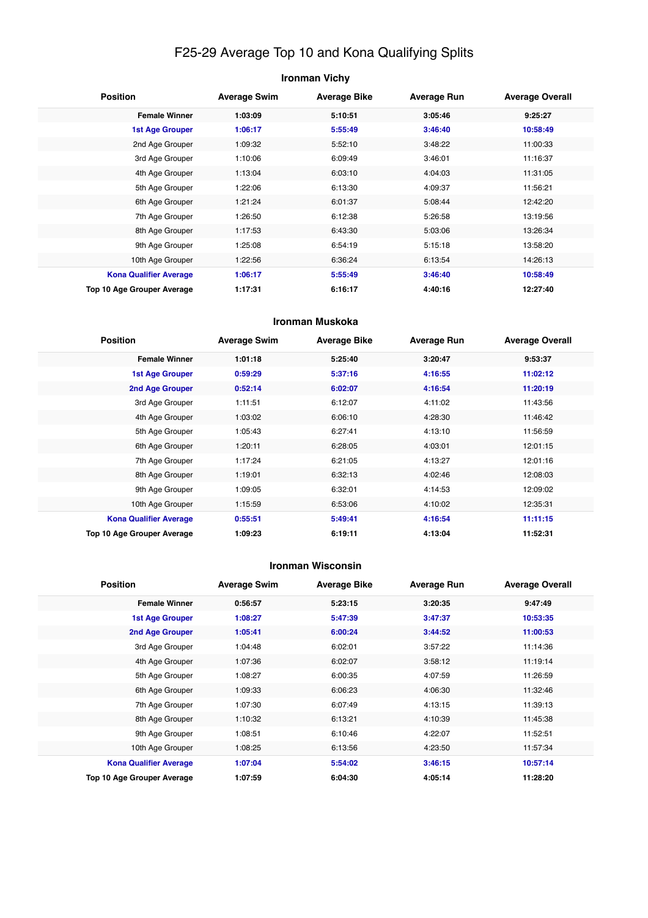# F25-29 Average Top 10 and Kona Qualifying Splits

## Ironman Vichy

| Position | Average Swim | Average Bike | Average Run | Average Overall |
|---|---|---|---|---|
| **Female Winner** | **1:03:09** | **5:10:51** | **3:05:46** | **9:25:27** |
| **1st Age Grouper** | **1:06:17** | **5:55:49** | **3:46:40** | **10:58:49** |
| 2nd Age Grouper | 1:09:32 | 5:52:10 | 3:48:22 | 11:00:33 |
| 3rd Age Grouper | 1:10:06 | 6:09:49 | 3:46:01 | 11:16:37 |
| 4th Age Grouper | 1:13:04 | 6:03:10 | 4:04:03 | 11:31:05 |
| 5th Age Grouper | 1:22:06 | 6:13:30 | 4:09:37 | 11:56:21 |
| 6th Age Grouper | 1:21:24 | 6:01:37 | 5:08:44 | 12:42:20 |
| 7th Age Grouper | 1:26:50 | 6:12:38 | 5:26:58 | 13:19:56 |
| 8th Age Grouper | 1:17:53 | 6:43:30 | 5:03:06 | 13:26:34 |
| 9th Age Grouper | 1:25:08 | 6:54:19 | 5:15:18 | 13:58:20 |
| 10th Age Grouper | 1:22:56 | 6:36:24 | 6:13:54 | 14:26:13 |
| **Kona Qualifier Average** | **1:06:17** | **5:55:49** | **3:46:40** | **10:58:49** |
| **Top 10 Age Grouper Average** | **1:17:31** | **6:16:17** | **4:40:16** | **12:27:40** |

## Ironman Muskoka

| Position | Average Swim | Average Bike | Average Run | Average Overall |
|---|---|---|---|---|
| **Female Winner** | **1:01:18** | **5:25:40** | **3:20:47** | **9:53:37** |
| **1st Age Grouper** | **0:59:29** | **5:37:16** | **4:16:55** | **11:02:12** |
| **2nd Age Grouper** | **0:52:14** | **6:02:07** | **4:16:54** | **11:20:19** |
| 3rd Age Grouper | 1:11:51 | 6:12:07 | 4:11:02 | 11:43:56 |
| 4th Age Grouper | 1:03:02 | 6:06:10 | 4:28:30 | 11:46:42 |
| 5th Age Grouper | 1:05:43 | 6:27:41 | 4:13:10 | 11:56:59 |
| 6th Age Grouper | 1:20:11 | 6:28:05 | 4:03:01 | 12:01:15 |
| 7th Age Grouper | 1:17:24 | 6:21:05 | 4:13:27 | 12:01:16 |
| 8th Age Grouper | 1:19:01 | 6:32:13 | 4:02:46 | 12:08:03 |
| 9th Age Grouper | 1:09:05 | 6:32:01 | 4:14:53 | 12:09:02 |
| 10th Age Grouper | 1:15:59 | 6:53:06 | 4:10:02 | 12:35:31 |
| **Kona Qualifier Average** | **0:55:51** | **5:49:41** | **4:16:54** | **11:11:15** |
| **Top 10 Age Grouper Average** | **1:09:23** | **6:19:11** | **4:13:04** | **11:52:31** |

## Ironman Wisconsin

| Position | Average Swim | Average Bike | Average Run | Average Overall |
|---|---|---|---|---|
| **Female Winner** | **0:56:57** | **5:23:15** | **3:20:35** | **9:47:49** |
| **1st Age Grouper** | **1:08:27** | **5:47:39** | **3:47:37** | **10:53:35** |
| **2nd Age Grouper** | **1:05:41** | **6:00:24** | **3:44:52** | **11:00:53** |
| 3rd Age Grouper | 1:04:48 | 6:02:01 | 3:57:22 | 11:14:36 |
| 4th Age Grouper | 1:07:36 | 6:02:07 | 3:58:12 | 11:19:14 |
| 5th Age Grouper | 1:08:27 | 6:00:35 | 4:07:59 | 11:26:59 |
| 6th Age Grouper | 1:09:33 | 6:06:23 | 4:06:30 | 11:32:46 |
| 7th Age Grouper | 1:07:30 | 6:07:49 | 4:13:15 | 11:39:13 |
| 8th Age Grouper | 1:10:32 | 6:13:21 | 4:10:39 | 11:45:38 |
| 9th Age Grouper | 1:08:51 | 6:10:46 | 4:22:07 | 11:52:51 |
| 10th Age Grouper | 1:08:25 | 6:13:56 | 4:23:50 | 11:57:34 |
| **Kona Qualifier Average** | **1:07:04** | **5:54:02** | **3:46:15** | **10:57:14** |
| **Top 10 Age Grouper Average** | **1:07:59** | **6:04:30** | **4:05:14** | **11:28:20** |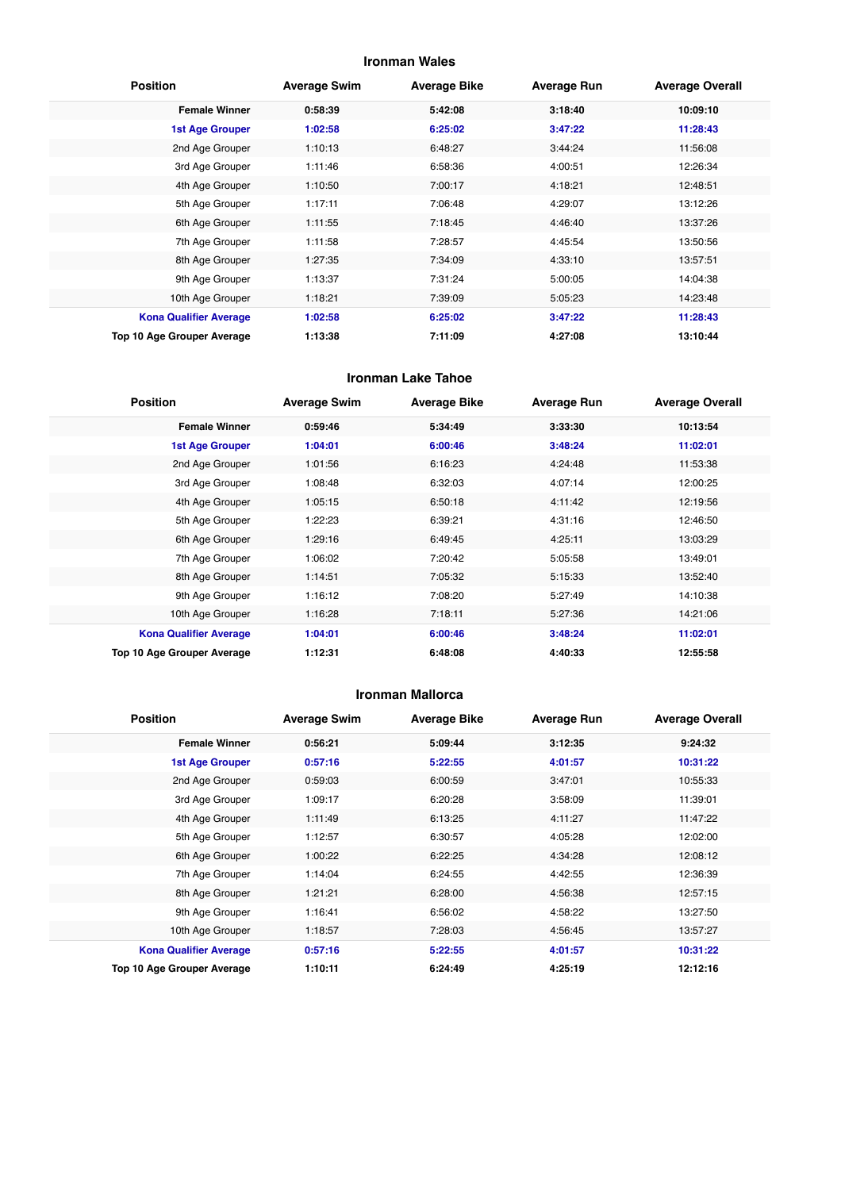## Ironman Wales

| Position | Average Swim | Average Bike | Average Run | Average Overall |
|---|---|---|---|---|
| **Female Winner** | **0:58:39** | **5:42:08** | **3:18:40** | **10:09:10** |
| **1st Age Grouper** | **1:02:58** | **6:25:02** | **3:47:22** | **11:28:43** |
| 2nd Age Grouper | 1:10:13 | 6:48:27 | 3:44:24 | 11:56:08 |
| 3rd Age Grouper | 1:11:46 | 6:58:36 | 4:00:51 | 12:26:34 |
| 4th Age Grouper | 1:10:50 | 7:00:17 | 4:18:21 | 12:48:51 |
| 5th Age Grouper | 1:17:11 | 7:06:48 | 4:29:07 | 13:12:26 |
| 6th Age Grouper | 1:11:55 | 7:18:45 | 4:46:40 | 13:37:26 |
| 7th Age Grouper | 1:11:58 | 7:28:57 | 4:45:54 | 13:50:56 |
| 8th Age Grouper | 1:27:35 | 7:34:09 | 4:33:10 | 13:57:51 |
| 9th Age Grouper | 1:13:37 | 7:31:24 | 5:00:05 | 14:04:38 |
| 10th Age Grouper | 1:18:21 | 7:39:09 | 5:05:23 | 14:23:48 |
| **Kona Qualifier Average** | **1:02:58** | **6:25:02** | **3:47:22** | **11:28:43** |
| **Top 10 Age Grouper Average** | **1:13:38** | **7:11:09** | **4:27:08** | **13:10:44** |

## Ironman Lake Tahoe

| Position | Average Swim | Average Bike | Average Run | Average Overall |
|---|---|---|---|---|
| **Female Winner** | **0:59:46** | **5:34:49** | **3:33:30** | **10:13:54** |
| **1st Age Grouper** | **1:04:01** | **6:00:46** | **3:48:24** | **11:02:01** |
| 2nd Age Grouper | 1:01:56 | 6:16:23 | 4:24:48 | 11:53:38 |
| 3rd Age Grouper | 1:08:48 | 6:32:03 | 4:07:14 | 12:00:25 |
| 4th Age Grouper | 1:05:15 | 6:50:18 | 4:11:42 | 12:19:56 |
| 5th Age Grouper | 1:22:23 | 6:39:21 | 4:31:16 | 12:46:50 |
| 6th Age Grouper | 1:29:16 | 6:49:45 | 4:25:11 | 13:03:29 |
| 7th Age Grouper | 1:06:02 | 7:20:42 | 5:05:58 | 13:49:01 |
| 8th Age Grouper | 1:14:51 | 7:05:32 | 5:15:33 | 13:52:40 |
| 9th Age Grouper | 1:16:12 | 7:08:20 | 5:27:49 | 14:10:38 |
| 10th Age Grouper | 1:16:28 | 7:18:11 | 5:27:36 | 14:21:06 |
| **Kona Qualifier Average** | **1:04:01** | **6:00:46** | **3:48:24** | **11:02:01** |
| **Top 10 Age Grouper Average** | **1:12:31** | **6:48:08** | **4:40:33** | **12:55:58** |

## Ironman Mallorca

| Position | Average Swim | Average Bike | Average Run | Average Overall |
|---|---|---|---|---|
| **Female Winner** | **0:56:21** | **5:09:44** | **3:12:35** | **9:24:32** |
| **1st Age Grouper** | **0:57:16** | **5:22:55** | **4:01:57** | **10:31:22** |
| 2nd Age Grouper | 0:59:03 | 6:00:59 | 3:47:01 | 10:55:33 |
| 3rd Age Grouper | 1:09:17 | 6:20:28 | 3:58:09 | 11:39:01 |
| 4th Age Grouper | 1:11:49 | 6:13:25 | 4:11:27 | 11:47:22 |
| 5th Age Grouper | 1:12:57 | 6:30:57 | 4:05:28 | 12:02:00 |
| 6th Age Grouper | 1:00:22 | 6:22:25 | 4:34:28 | 12:08:12 |
| 7th Age Grouper | 1:14:04 | 6:24:55 | 4:42:55 | 12:36:39 |
| 8th Age Grouper | 1:21:21 | 6:28:00 | 4:56:38 | 12:57:15 |
| 9th Age Grouper | 1:16:41 | 6:56:02 | 4:58:22 | 13:27:50 |
| 10th Age Grouper | 1:18:57 | 7:28:03 | 4:56:45 | 13:57:27 |
| **Kona Qualifier Average** | **0:57:16** | **5:22:55** | **4:01:57** | **10:31:22** |
| **Top 10 Age Grouper Average** | **1:10:11** | **6:24:49** | **4:25:19** | **12:12:16** |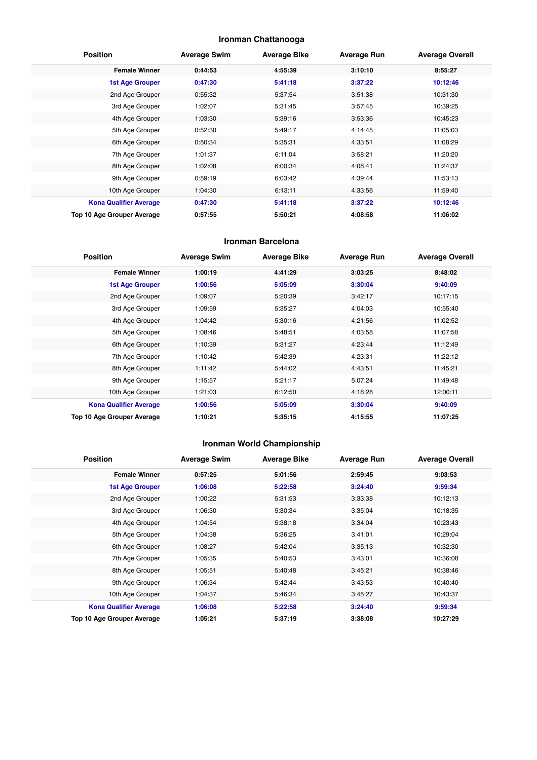### Ironman Chattanooga

| Position | Average Swim | Average Bike | Average Run | Average Overall |
|---|---|---|---|---|
| **Female Winner** | **0:44:53** | **4:55:39** | **3:10:10** | **8:55:27** |
| **1st Age Grouper** | **0:47:30** | **5:41:18** | **3:37:22** | **10:12:46** |
| 2nd Age Grouper | 0:55:32 | 5:37:54 | 3:51:38 | 10:31:30 |
| 3rd Age Grouper | 1:02:07 | 5:31:45 | 3:57:45 | 10:39:25 |
| 4th Age Grouper | 1:03:30 | 5:39:16 | 3:53:36 | 10:45:23 |
| 5th Age Grouper | 0:52:30 | 5:49:17 | 4:14:45 | 11:05:03 |
| 6th Age Grouper | 0:50:34 | 5:35:31 | 4:33:51 | 11:08:29 |
| 7th Age Grouper | 1:01:37 | 6:11:04 | 3:58:21 | 11:20:20 |
| 8th Age Grouper | 1:02:08 | 6:00:34 | 4:08:41 | 11:24:37 |
| 9th Age Grouper | 0:59:19 | 6:03:42 | 4:39:44 | 11:53:13 |
| 10th Age Grouper | 1:04:30 | 6:13:11 | 4:33:56 | 11:59:40 |
| **Kona Qualifier Average** | **0:47:30** | **5:41:18** | **3:37:22** | **10:12:46** |
| **Top 10 Age Grouper Average** | **0:57:55** | **5:50:21** | **4:08:58** | **11:06:02** |

### Ironman Barcelona

| Position | Average Swim | Average Bike | Average Run | Average Overall |
|---|---|---|---|---|
| **Female Winner** | **1:00:19** | **4:41:29** | **3:03:25** | **8:48:02** |
| **1st Age Grouper** | **1:00:56** | **5:05:09** | **3:30:04** | **9:40:09** |
| 2nd Age Grouper | 1:09:07 | 5:20:39 | 3:42:17 | 10:17:15 |
| 3rd Age Grouper | 1:09:59 | 5:35:27 | 4:04:03 | 10:55:40 |
| 4th Age Grouper | 1:04:42 | 5:30:16 | 4:21:56 | 11:02:52 |
| 5th Age Grouper | 1:08:46 | 5:48:51 | 4:03:58 | 11:07:58 |
| 6th Age Grouper | 1:10:39 | 5:31:27 | 4:23:44 | 11:12:49 |
| 7th Age Grouper | 1:10:42 | 5:42:39 | 4:23:31 | 11:22:12 |
| 8th Age Grouper | 1:11:42 | 5:44:02 | 4:43:51 | 11:45:21 |
| 9th Age Grouper | 1:15:57 | 5:21:17 | 5:07:24 | 11:49:48 |
| 10th Age Grouper | 1:21:03 | 6:12:50 | 4:18:28 | 12:00:11 |
| **Kona Qualifier Average** | **1:00:56** | **5:05:09** | **3:30:04** | **9:40:09** |
| **Top 10 Age Grouper Average** | **1:10:21** | **5:35:15** | **4:15:55** | **11:07:25** |

### Ironman World Championship

| Position | Average Swim | Average Bike | Average Run | Average Overall |
|---|---|---|---|---|
| **Female Winner** | **0:57:25** | **5:01:56** | **2:59:45** | **9:03:53** |
| **1st Age Grouper** | **1:06:08** | **5:22:58** | **3:24:40** | **9:59:34** |
| 2nd Age Grouper | 1:00:22 | 5:31:53 | 3:33:38 | 10:12:13 |
| 3rd Age Grouper | 1:06:30 | 5:30:34 | 3:35:04 | 10:18:35 |
| 4th Age Grouper | 1:04:54 | 5:38:18 | 3:34:04 | 10:23:43 |
| 5th Age Grouper | 1:04:38 | 5:36:25 | 3:41:01 | 10:29:04 |
| 6th Age Grouper | 1:08:27 | 5:42:04 | 3:35:13 | 10:32:30 |
| 7th Age Grouper | 1:05:35 | 5:40:53 | 3:43:01 | 10:36:08 |
| 8th Age Grouper | 1:05:51 | 5:40:48 | 3:45:21 | 10:38:46 |
| 9th Age Grouper | 1:06:34 | 5:42:44 | 3:43:53 | 10:40:40 |
| 10th Age Grouper | 1:04:37 | 5:46:34 | 3:45:27 | 10:43:37 |
| **Kona Qualifier Average** | **1:06:08** | **5:22:58** | **3:24:40** | **9:59:34** |
| **Top 10 Age Grouper Average** | **1:05:21** | **5:37:19** | **3:38:08** | **10:27:29** |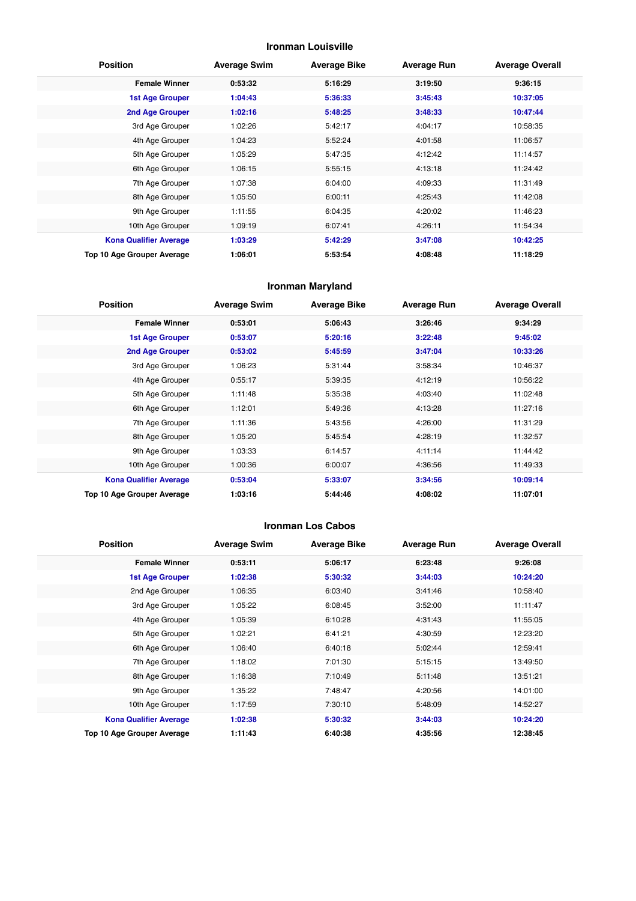## Ironman Louisville

| Position | Average Swim | Average Bike | Average Run | Average Overall |
|---|---|---|---|---|
| **Female Winner** | **0:53:32** | **5:16:29** | **3:19:50** | **9:36:15** |
| **1st Age Grouper** | **1:04:43** | **5:36:33** | **3:45:43** | **10:37:05** |
| **2nd Age Grouper** | **1:02:16** | **5:48:25** | **3:48:33** | **10:47:44** |
| 3rd Age Grouper | 1:02:26 | 5:42:17 | 4:04:17 | 10:58:35 |
| 4th Age Grouper | 1:04:23 | 5:52:24 | 4:01:58 | 11:06:57 |
| 5th Age Grouper | 1:05:29 | 5:47:35 | 4:12:42 | 11:14:57 |
| 6th Age Grouper | 1:06:15 | 5:55:15 | 4:13:18 | 11:24:42 |
| 7th Age Grouper | 1:07:38 | 6:04:00 | 4:09:33 | 11:31:49 |
| 8th Age Grouper | 1:05:50 | 6:00:11 | 4:25:43 | 11:42:08 |
| 9th Age Grouper | 1:11:55 | 6:04:35 | 4:20:02 | 11:46:23 |
| 10th Age Grouper | 1:09:19 | 6:07:41 | 4:26:11 | 11:54:34 |
| **Kona Qualifier Average** | **1:03:29** | **5:42:29** | **3:47:08** | **10:42:25** |
| **Top 10 Age Grouper Average** | **1:06:01** | **5:53:54** | **4:08:48** | **11:18:29** |

## Ironman Maryland

| Position | Average Swim | Average Bike | Average Run | Average Overall |
|---|---|---|---|---|
| **Female Winner** | **0:53:01** | **5:06:43** | **3:26:46** | **9:34:29** |
| **1st Age Grouper** | **0:53:07** | **5:20:16** | **3:22:48** | **9:45:02** |
| **2nd Age Grouper** | **0:53:02** | **5:45:59** | **3:47:04** | **10:33:26** |
| 3rd Age Grouper | 1:06:23 | 5:31:44 | 3:58:34 | 10:46:37 |
| 4th Age Grouper | 0:55:17 | 5:39:35 | 4:12:19 | 10:56:22 |
| 5th Age Grouper | 1:11:48 | 5:35:38 | 4:03:40 | 11:02:48 |
| 6th Age Grouper | 1:12:01 | 5:49:36 | 4:13:28 | 11:27:16 |
| 7th Age Grouper | 1:11:36 | 5:43:56 | 4:26:00 | 11:31:29 |
| 8th Age Grouper | 1:05:20 | 5:45:54 | 4:28:19 | 11:32:57 |
| 9th Age Grouper | 1:03:33 | 6:14:57 | 4:11:14 | 11:44:42 |
| 10th Age Grouper | 1:00:36 | 6:00:07 | 4:36:56 | 11:49:33 |
| **Kona Qualifier Average** | **0:53:04** | **5:33:07** | **3:34:56** | **10:09:14** |
| **Top 10 Age Grouper Average** | **1:03:16** | **5:44:46** | **4:08:02** | **11:07:01** |

## Ironman Los Cabos

| Position | Average Swim | Average Bike | Average Run | Average Overall |
|---|---|---|---|---|
| **Female Winner** | **0:53:11** | **5:06:17** | **6:23:48** | **9:26:08** |
| **1st Age Grouper** | **1:02:38** | **5:30:32** | **3:44:03** | **10:24:20** |
| 2nd Age Grouper | 1:06:35 | 6:03:40 | 3:41:46 | 10:58:40 |
| 3rd Age Grouper | 1:05:22 | 6:08:45 | 3:52:00 | 11:11:47 |
| 4th Age Grouper | 1:05:39 | 6:10:28 | 4:31:43 | 11:55:05 |
| 5th Age Grouper | 1:02:21 | 6:41:21 | 4:30:59 | 12:23:20 |
| 6th Age Grouper | 1:06:40 | 6:40:18 | 5:02:44 | 12:59:41 |
| 7th Age Grouper | 1:18:02 | 7:01:30 | 5:15:15 | 13:49:50 |
| 8th Age Grouper | 1:16:38 | 7:10:49 | 5:11:48 | 13:51:21 |
| 9th Age Grouper | 1:35:22 | 7:48:47 | 4:20:56 | 14:01:00 |
| 10th Age Grouper | 1:17:59 | 7:30:10 | 5:48:09 | 14:52:27 |
| **Kona Qualifier Average** | **1:02:38** | **5:30:32** | **3:44:03** | **10:24:20** |
| **Top 10 Age Grouper Average** | **1:11:43** | **6:40:38** | **4:35:56** | **12:38:45** |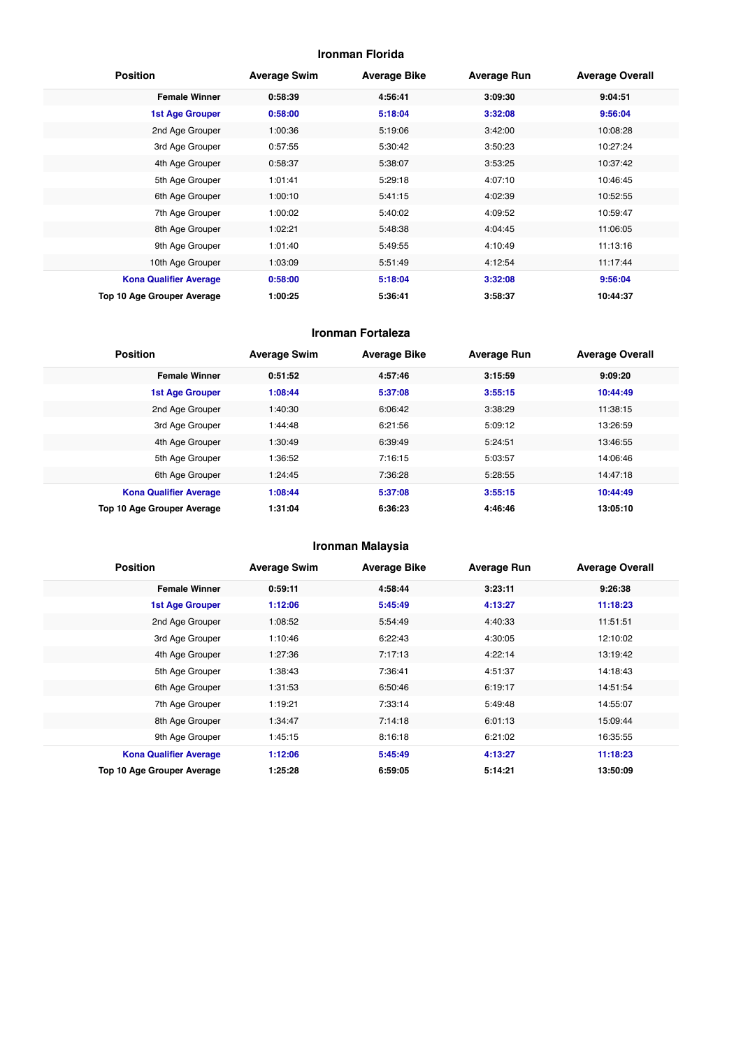## Ironman Florida

| Position | Average Swim | Average Bike | Average Run | Average Overall |
|---|---|---|---|---|
| **Female Winner** | **0:58:39** | **4:56:41** | **3:09:30** | **9:04:51** |
| **1st Age Grouper** | **0:58:00** | **5:18:04** | **3:32:08** | **9:56:04** |
| 2nd Age Grouper | 1:00:36 | 5:19:06 | 3:42:00 | 10:08:28 |
| 3rd Age Grouper | 0:57:55 | 5:30:42 | 3:50:23 | 10:27:24 |
| 4th Age Grouper | 0:58:37 | 5:38:07 | 3:53:25 | 10:37:42 |
| 5th Age Grouper | 1:01:41 | 5:29:18 | 4:07:10 | 10:46:45 |
| 6th Age Grouper | 1:00:10 | 5:41:15 | 4:02:39 | 10:52:55 |
| 7th Age Grouper | 1:00:02 | 5:40:02 | 4:09:52 | 10:59:47 |
| 8th Age Grouper | 1:02:21 | 5:48:38 | 4:04:45 | 11:06:05 |
| 9th Age Grouper | 1:01:40 | 5:49:55 | 4:10:49 | 11:13:16 |
| 10th Age Grouper | 1:03:09 | 5:51:49 | 4:12:54 | 11:17:44 |
| **Kona Qualifier Average** | **0:58:00** | **5:18:04** | **3:32:08** | **9:56:04** |
| **Top 10 Age Grouper Average** | **1:00:25** | **5:36:41** | **3:58:37** | **10:44:37** |

## Ironman Fortaleza

| Position | Average Swim | Average Bike | Average Run | Average Overall |
|---|---|---|---|---|
| **Female Winner** | **0:51:52** | **4:57:46** | **3:15:59** | **9:09:20** |
| **1st Age Grouper** | **1:08:44** | **5:37:08** | **3:55:15** | **10:44:49** |
| 2nd Age Grouper | 1:40:30 | 6:06:42 | 3:38:29 | 11:38:15 |
| 3rd Age Grouper | 1:44:48 | 6:21:56 | 5:09:12 | 13:26:59 |
| 4th Age Grouper | 1:30:49 | 6:39:49 | 5:24:51 | 13:46:55 |
| 5th Age Grouper | 1:36:52 | 7:16:15 | 5:03:57 | 14:06:46 |
| 6th Age Grouper | 1:24:45 | 7:36:28 | 5:28:55 | 14:47:18 |
| **Kona Qualifier Average** | **1:08:44** | **5:37:08** | **3:55:15** | **10:44:49** |
| **Top 10 Age Grouper Average** | **1:31:04** | **6:36:23** | **4:46:46** | **13:05:10** |

## Ironman Malaysia

| Position | Average Swim | Average Bike | Average Run | Average Overall |
|---|---|---|---|---|
| **Female Winner** | **0:59:11** | **4:58:44** | **3:23:11** | **9:26:38** |
| **1st Age Grouper** | **1:12:06** | **5:45:49** | **4:13:27** | **11:18:23** |
| 2nd Age Grouper | 1:08:52 | 5:54:49 | 4:40:33 | 11:51:51 |
| 3rd Age Grouper | 1:10:46 | 6:22:43 | 4:30:05 | 12:10:02 |
| 4th Age Grouper | 1:27:36 | 7:17:13 | 4:22:14 | 13:19:42 |
| 5th Age Grouper | 1:38:43 | 7:36:41 | 4:51:37 | 14:18:43 |
| 6th Age Grouper | 1:31:53 | 6:50:46 | 6:19:17 | 14:51:54 |
| 7th Age Grouper | 1:19:21 | 7:33:14 | 5:49:48 | 14:55:07 |
| 8th Age Grouper | 1:34:47 | 7:14:18 | 6:01:13 | 15:09:44 |
| 9th Age Grouper | 1:45:15 | 8:16:18 | 6:21:02 | 16:35:55 |
| **Kona Qualifier Average** | **1:12:06** | **5:45:49** | **4:13:27** | **11:18:23** |
| **Top 10 Age Grouper Average** | **1:25:28** | **6:59:05** | **5:14:21** | **13:50:09** |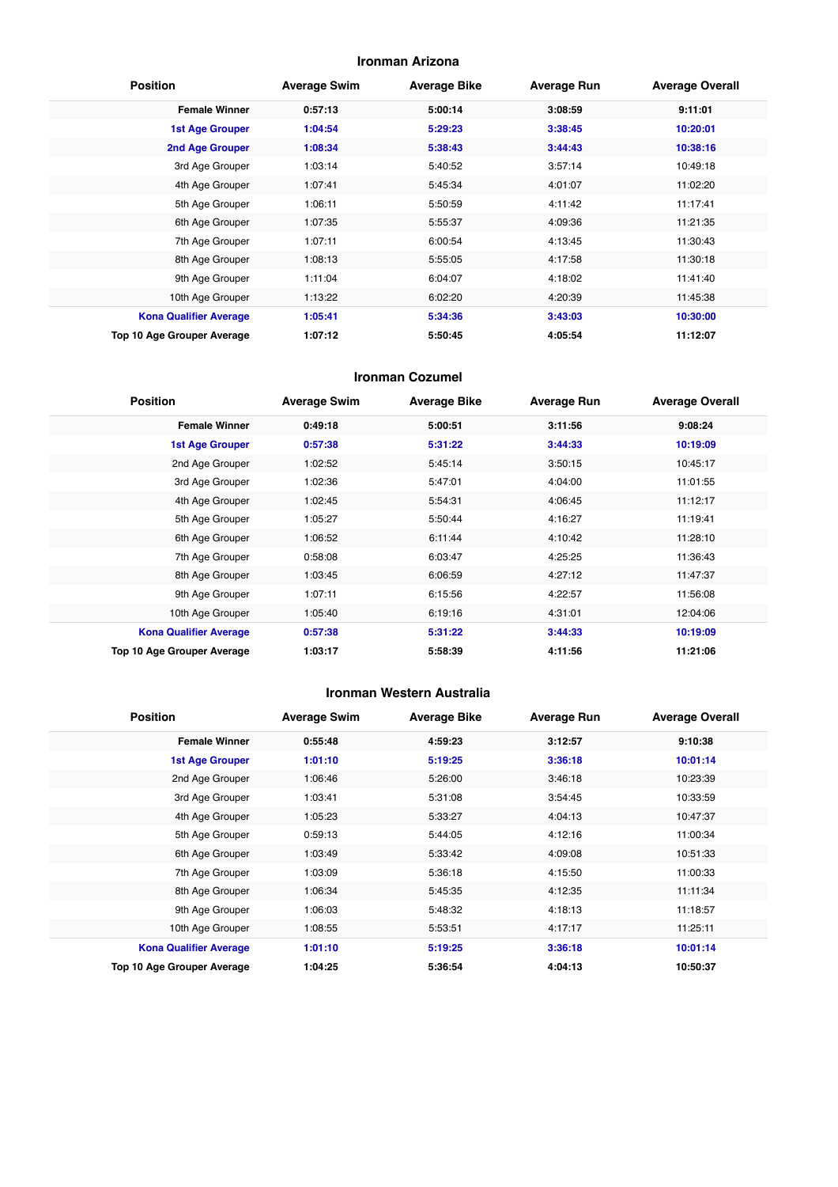## Ironman Arizona

| Position | Average Swim | Average Bike | Average Run | Average Overall |
|---|---|---|---|---|
| **Female Winner** | **0:57:13** | **5:00:14** | **3:08:59** | **9:11:01** |
| **1st Age Grouper** | **1:04:54** | **5:29:23** | **3:38:45** | **10:20:01** |
| **2nd Age Grouper** | **1:08:34** | **5:38:43** | **3:44:43** | **10:38:16** |
| 3rd Age Grouper | 1:03:14 | 5:40:52 | 3:57:14 | 10:49:18 |
| 4th Age Grouper | 1:07:41 | 5:45:34 | 4:01:07 | 11:02:20 |
| 5th Age Grouper | 1:06:11 | 5:50:59 | 4:11:42 | 11:17:41 |
| 6th Age Grouper | 1:07:35 | 5:55:37 | 4:09:36 | 11:21:35 |
| 7th Age Grouper | 1:07:11 | 6:00:54 | 4:13:45 | 11:30:43 |
| 8th Age Grouper | 1:08:13 | 5:55:05 | 4:17:58 | 11:30:18 |
| 9th Age Grouper | 1:11:04 | 6:04:07 | 4:18:02 | 11:41:40 |
| 10th Age Grouper | 1:13:22 | 6:02:20 | 4:20:39 | 11:45:38 |
| **Kona Qualifier Average** | **1:05:41** | **5:34:36** | **3:43:03** | **10:30:00** |
| **Top 10 Age Grouper Average** | **1:07:12** | **5:50:45** | **4:05:54** | **11:12:07** |

## Ironman Cozumel

| Position | Average Swim | Average Bike | Average Run | Average Overall |
|---|---|---|---|---|
| **Female Winner** | **0:49:18** | **5:00:51** | **3:11:56** | **9:08:24** |
| **1st Age Grouper** | **0:57:38** | **5:31:22** | **3:44:33** | **10:19:09** |
| 2nd Age Grouper | 1:02:52 | 5:45:14 | 3:50:15 | 10:45:17 |
| 3rd Age Grouper | 1:02:36 | 5:47:01 | 4:04:00 | 11:01:55 |
| 4th Age Grouper | 1:02:45 | 5:54:31 | 4:06:45 | 11:12:17 |
| 5th Age Grouper | 1:05:27 | 5:50:44 | 4:16:27 | 11:19:41 |
| 6th Age Grouper | 1:06:52 | 6:11:44 | 4:10:42 | 11:28:10 |
| 7th Age Grouper | 0:58:08 | 6:03:47 | 4:25:25 | 11:36:43 |
| 8th Age Grouper | 1:03:45 | 6:06:59 | 4:27:12 | 11:47:37 |
| 9th Age Grouper | 1:07:11 | 6:15:56 | 4:22:57 | 11:56:08 |
| 10th Age Grouper | 1:05:40 | 6:19:16 | 4:31:01 | 12:04:06 |
| **Kona Qualifier Average** | **0:57:38** | **5:31:22** | **3:44:33** | **10:19:09** |
| **Top 10 Age Grouper Average** | **1:03:17** | **5:58:39** | **4:11:56** | **11:21:06** |

## Ironman Western Australia

| Position | Average Swim | Average Bike | Average Run | Average Overall |
|---|---|---|---|---|
| **Female Winner** | **0:55:48** | **4:59:23** | **3:12:57** | **9:10:38** |
| **1st Age Grouper** | **1:01:10** | **5:19:25** | **3:36:18** | **10:01:14** |
| 2nd Age Grouper | 1:06:46 | 5:26:00 | 3:46:18 | 10:23:39 |
| 3rd Age Grouper | 1:03:41 | 5:31:08 | 3:54:45 | 10:33:59 |
| 4th Age Grouper | 1:05:23 | 5:33:27 | 4:04:13 | 10:47:37 |
| 5th Age Grouper | 0:59:13 | 5:44:05 | 4:12:16 | 11:00:34 |
| 6th Age Grouper | 1:03:49 | 5:33:42 | 4:09:08 | 10:51:33 |
| 7th Age Grouper | 1:03:09 | 5:36:18 | 4:15:50 | 11:00:33 |
| 8th Age Grouper | 1:06:34 | 5:45:35 | 4:12:35 | 11:11:34 |
| 9th Age Grouper | 1:06:03 | 5:48:32 | 4:18:13 | 11:18:57 |
| 10th Age Grouper | 1:08:55 | 5:53:51 | 4:17:17 | 11:25:11 |
| **Kona Qualifier Average** | **1:01:10** | **5:19:25** | **3:36:18** | **10:01:14** |
| **Top 10 Age Grouper Average** | **1:04:25** | **5:36:54** | **4:04:13** | **10:50:37** |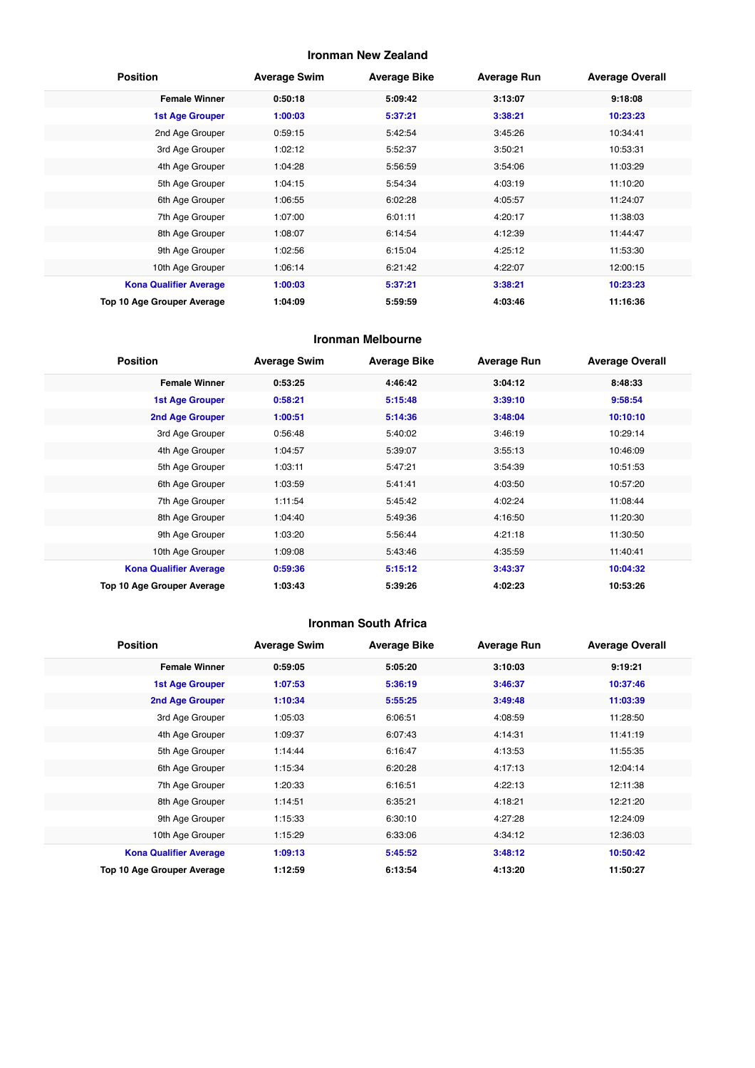## Ironman New Zealand

| Position | Average Swim | Average Bike | Average Run | Average Overall |
|---|---|---|---|---|
| **Female Winner** | **0:50:18** | **5:09:42** | **3:13:07** | **9:18:08** |
| **1st Age Grouper** | **1:00:03** | **5:37:21** | **3:38:21** | **10:23:23** |
| 2nd Age Grouper | 0:59:15 | 5:42:54 | 3:45:26 | 10:34:41 |
| 3rd Age Grouper | 1:02:12 | 5:52:37 | 3:50:21 | 10:53:31 |
| 4th Age Grouper | 1:04:28 | 5:56:59 | 3:54:06 | 11:03:29 |
| 5th Age Grouper | 1:04:15 | 5:54:34 | 4:03:19 | 11:10:20 |
| 6th Age Grouper | 1:06:55 | 6:02:28 | 4:05:57 | 11:24:07 |
| 7th Age Grouper | 1:07:00 | 6:01:11 | 4:20:17 | 11:38:03 |
| 8th Age Grouper | 1:08:07 | 6:14:54 | 4:12:39 | 11:44:47 |
| 9th Age Grouper | 1:02:56 | 6:15:04 | 4:25:12 | 11:53:30 |
| 10th Age Grouper | 1:06:14 | 6:21:42 | 4:22:07 | 12:00:15 |
| **Kona Qualifier Average** | **1:00:03** | **5:37:21** | **3:38:21** | **10:23:23** |
| **Top 10 Age Grouper Average** | **1:04:09** | **5:59:59** | **4:03:46** | **11:16:36** |

## Ironman Melbourne

| Position | Average Swim | Average Bike | Average Run | Average Overall |
|---|---|---|---|---|
| **Female Winner** | **0:53:25** | **4:46:42** | **3:04:12** | **8:48:33** |
| **1st Age Grouper** | **0:58:21** | **5:15:48** | **3:39:10** | **9:58:54** |
| **2nd Age Grouper** | **1:00:51** | **5:14:36** | **3:48:04** | **10:10:10** |
| 3rd Age Grouper | 0:56:48 | 5:40:02 | 3:46:19 | 10:29:14 |
| 4th Age Grouper | 1:04:57 | 5:39:07 | 3:55:13 | 10:46:09 |
| 5th Age Grouper | 1:03:11 | 5:47:21 | 3:54:39 | 10:51:53 |
| 6th Age Grouper | 1:03:59 | 5:41:41 | 4:03:50 | 10:57:20 |
| 7th Age Grouper | 1:11:54 | 5:45:42 | 4:02:24 | 11:08:44 |
| 8th Age Grouper | 1:04:40 | 5:49:36 | 4:16:50 | 11:20:30 |
| 9th Age Grouper | 1:03:20 | 5:56:44 | 4:21:18 | 11:30:50 |
| 10th Age Grouper | 1:09:08 | 5:43:46 | 4:35:59 | 11:40:41 |
| **Kona Qualifier Average** | **0:59:36** | **5:15:12** | **3:43:37** | **10:04:32** |
| **Top 10 Age Grouper Average** | **1:03:43** | **5:39:26** | **4:02:23** | **10:53:26** |

## Ironman South Africa

| Position | Average Swim | Average Bike | Average Run | Average Overall |
|---|---|---|---|---|
| **Female Winner** | **0:59:05** | **5:05:20** | **3:10:03** | **9:19:21** |
| **1st Age Grouper** | **1:07:53** | **5:36:19** | **3:46:37** | **10:37:46** |
| **2nd Age Grouper** | **1:10:34** | **5:55:25** | **3:49:48** | **11:03:39** |
| 3rd Age Grouper | 1:05:03 | 6:06:51 | 4:08:59 | 11:28:50 |
| 4th Age Grouper | 1:09:37 | 6:07:43 | 4:14:31 | 11:41:19 |
| 5th Age Grouper | 1:14:44 | 6:16:47 | 4:13:53 | 11:55:35 |
| 6th Age Grouper | 1:15:34 | 6:20:28 | 4:17:13 | 12:04:14 |
| 7th Age Grouper | 1:20:33 | 6:16:51 | 4:22:13 | 12:11:38 |
| 8th Age Grouper | 1:14:51 | 6:35:21 | 4:18:21 | 12:21:20 |
| 9th Age Grouper | 1:15:33 | 6:30:10 | 4:27:28 | 12:24:09 |
| 10th Age Grouper | 1:15:29 | 6:33:06 | 4:34:12 | 12:36:03 |
| **Kona Qualifier Average** | **1:09:13** | **5:45:52** | **3:48:12** | **10:50:42** |
| **Top 10 Age Grouper Average** | **1:12:59** | **6:13:54** | **4:13:20** | **11:50:27** |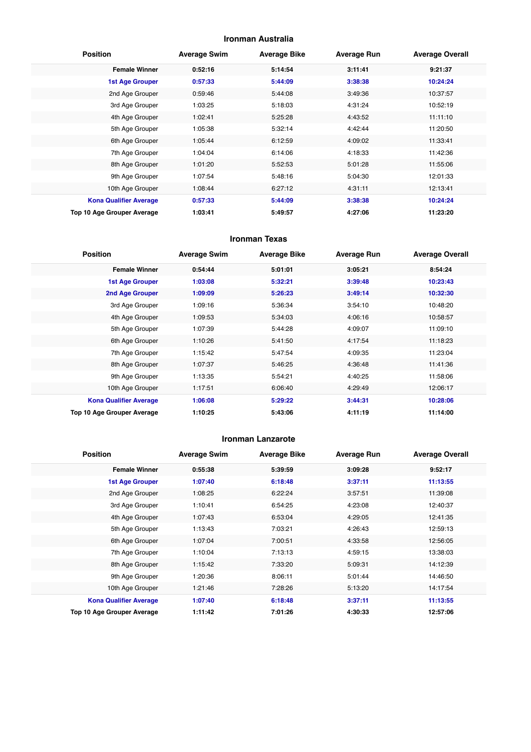## Ironman Australia

| Position | Average Swim | Average Bike | Average Run | Average Overall |
|---|---|---|---|---|
| **Female Winner** | **0:52:16** | **5:14:54** | **3:11:41** | **9:21:37** |
| **1st Age Grouper** | **0:57:33** | **5:44:09** | **3:38:38** | **10:24:24** |
| 2nd Age Grouper | 0:59:46 | 5:44:08 | 3:49:36 | 10:37:57 |
| 3rd Age Grouper | 1:03:25 | 5:18:03 | 4:31:24 | 10:52:19 |
| 4th Age Grouper | 1:02:41 | 5:25:28 | 4:43:52 | 11:11:10 |
| 5th Age Grouper | 1:05:38 | 5:32:14 | 4:42:44 | 11:20:50 |
| 6th Age Grouper | 1:05:44 | 6:12:59 | 4:09:02 | 11:33:41 |
| 7th Age Grouper | 1:04:04 | 6:14:06 | 4:18:33 | 11:42:36 |
| 8th Age Grouper | 1:01:20 | 5:52:53 | 5:01:28 | 11:55:06 |
| 9th Age Grouper | 1:07:54 | 5:48:16 | 5:04:30 | 12:01:33 |
| 10th Age Grouper | 1:08:44 | 6:27:12 | 4:31:11 | 12:13:41 |
| **Kona Qualifier Average** | **0:57:33** | **5:44:09** | **3:38:38** | **10:24:24** |
| **Top 10 Age Grouper Average** | **1:03:41** | **5:49:57** | **4:27:06** | **11:23:20** |

## Ironman Texas

| Position | Average Swim | Average Bike | Average Run | Average Overall |
|---|---|---|---|---|
| **Female Winner** | **0:54:44** | **5:01:01** | **3:05:21** | **8:54:24** |
| **1st Age Grouper** | **1:03:08** | **5:32:21** | **3:39:48** | **10:23:43** |
| **2nd Age Grouper** | **1:09:09** | **5:26:23** | **3:49:14** | **10:32:30** |
| 3rd Age Grouper | 1:09:16 | 5:36:34 | 3:54:10 | 10:48:20 |
| 4th Age Grouper | 1:09:53 | 5:34:03 | 4:06:16 | 10:58:57 |
| 5th Age Grouper | 1:07:39 | 5:44:28 | 4:09:07 | 11:09:10 |
| 6th Age Grouper | 1:10:26 | 5:41:50 | 4:17:54 | 11:18:23 |
| 7th Age Grouper | 1:15:42 | 5:47:54 | 4:09:35 | 11:23:04 |
| 8th Age Grouper | 1:07:37 | 5:46:25 | 4:36:48 | 11:41:36 |
| 9th Age Grouper | 1:13:35 | 5:54:21 | 4:40:25 | 11:58:06 |
| 10th Age Grouper | 1:17:51 | 6:06:40 | 4:29:49 | 12:06:17 |
| **Kona Qualifier Average** | **1:06:08** | **5:29:22** | **3:44:31** | **10:28:06** |
| **Top 10 Age Grouper Average** | **1:10:25** | **5:43:06** | **4:11:19** | **11:14:00** |

## Ironman Lanzarote

| Position | Average Swim | Average Bike | Average Run | Average Overall |
|---|---|---|---|---|
| **Female Winner** | **0:55:38** | **5:39:59** | **3:09:28** | **9:52:17** |
| **1st Age Grouper** | **1:07:40** | **6:18:48** | **3:37:11** | **11:13:55** |
| 2nd Age Grouper | 1:08:25 | 6:22:24 | 3:57:51 | 11:39:08 |
| 3rd Age Grouper | 1:10:41 | 6:54:25 | 4:23:08 | 12:40:37 |
| 4th Age Grouper | 1:07:43 | 6:53:04 | 4:29:05 | 12:41:35 |
| 5th Age Grouper | 1:13:43 | 7:03:21 | 4:26:43 | 12:59:13 |
| 6th Age Grouper | 1:07:04 | 7:00:51 | 4:33:58 | 12:56:05 |
| 7th Age Grouper | 1:10:04 | 7:13:13 | 4:59:15 | 13:38:03 |
| 8th Age Grouper | 1:15:42 | 7:33:20 | 5:09:31 | 14:12:39 |
| 9th Age Grouper | 1:20:36 | 8:06:11 | 5:01:44 | 14:46:50 |
| 10th Age Grouper | 1:21:46 | 7:28:26 | 5:13:20 | 14:17:54 |
| **Kona Qualifier Average** | **1:07:40** | **6:18:48** | **3:37:11** | **11:13:55** |
| **Top 10 Age Grouper Average** | **1:11:42** | **7:01:26** | **4:30:33** | **12:57:06** |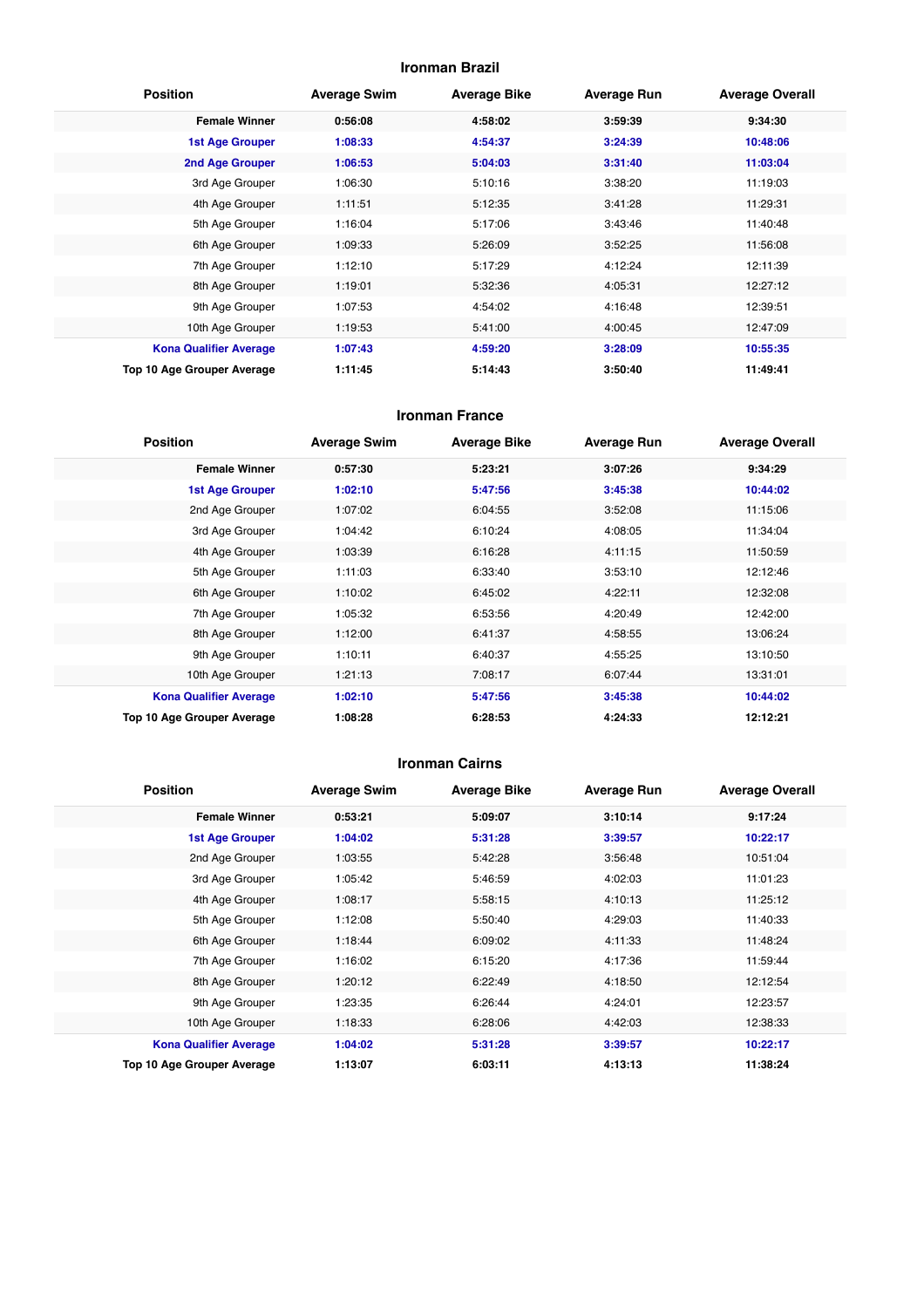## Ironman Brazil

| Position | Average Swim | Average Bike | Average Run | Average Overall |
|---|---|---|---|---|
| **Female Winner** | **0:56:08** | **4:58:02** | **3:59:39** | **9:34:30** |
| **1st Age Grouper** | **1:08:33** | **4:54:37** | **3:24:39** | **10:48:06** |
| **2nd Age Grouper** | **1:06:53** | **5:04:03** | **3:31:40** | **11:03:04** |
| 3rd Age Grouper | 1:06:30 | 5:10:16 | 3:38:20 | 11:19:03 |
| 4th Age Grouper | 1:11:51 | 5:12:35 | 3:41:28 | 11:29:31 |
| 5th Age Grouper | 1:16:04 | 5:17:06 | 3:43:46 | 11:40:48 |
| 6th Age Grouper | 1:09:33 | 5:26:09 | 3:52:25 | 11:56:08 |
| 7th Age Grouper | 1:12:10 | 5:17:29 | 4:12:24 | 12:11:39 |
| 8th Age Grouper | 1:19:01 | 5:32:36 | 4:05:31 | 12:27:12 |
| 9th Age Grouper | 1:07:53 | 4:54:02 | 4:16:48 | 12:39:51 |
| 10th Age Grouper | 1:19:53 | 5:41:00 | 4:00:45 | 12:47:09 |
| **Kona Qualifier Average** | **1:07:43** | **4:59:20** | **3:28:09** | **10:55:35** |
| **Top 10 Age Grouper Average** | **1:11:45** | **5:14:43** | **3:50:40** | **11:49:41** |

## Ironman France

| Position | Average Swim | Average Bike | Average Run | Average Overall |
|---|---|---|---|---|
| **Female Winner** | **0:57:30** | **5:23:21** | **3:07:26** | **9:34:29** |
| **1st Age Grouper** | **1:02:10** | **5:47:56** | **3:45:38** | **10:44:02** |
| 2nd Age Grouper | 1:07:02 | 6:04:55 | 3:52:08 | 11:15:06 |
| 3rd Age Grouper | 1:04:42 | 6:10:24 | 4:08:05 | 11:34:04 |
| 4th Age Grouper | 1:03:39 | 6:16:28 | 4:11:15 | 11:50:59 |
| 5th Age Grouper | 1:11:03 | 6:33:40 | 3:53:10 | 12:12:46 |
| 6th Age Grouper | 1:10:02 | 6:45:02 | 4:22:11 | 12:32:08 |
| 7th Age Grouper | 1:05:32 | 6:53:56 | 4:20:49 | 12:42:00 |
| 8th Age Grouper | 1:12:00 | 6:41:37 | 4:58:55 | 13:06:24 |
| 9th Age Grouper | 1:10:11 | 6:40:37 | 4:55:25 | 13:10:50 |
| 10th Age Grouper | 1:21:13 | 7:08:17 | 6:07:44 | 13:31:01 |
| **Kona Qualifier Average** | **1:02:10** | **5:47:56** | **3:45:38** | **10:44:02** |
| **Top 10 Age Grouper Average** | **1:08:28** | **6:28:53** | **4:24:33** | **12:12:21** |

## Ironman Cairns

| Position | Average Swim | Average Bike | Average Run | Average Overall |
|---|---|---|---|---|
| **Female Winner** | **0:53:21** | **5:09:07** | **3:10:14** | **9:17:24** |
| **1st Age Grouper** | **1:04:02** | **5:31:28** | **3:39:57** | **10:22:17** |
| 2nd Age Grouper | 1:03:55 | 5:42:28 | 3:56:48 | 10:51:04 |
| 3rd Age Grouper | 1:05:42 | 5:46:59 | 4:02:03 | 11:01:23 |
| 4th Age Grouper | 1:08:17 | 5:58:15 | 4:10:13 | 11:25:12 |
| 5th Age Grouper | 1:12:08 | 5:50:40 | 4:29:03 | 11:40:33 |
| 6th Age Grouper | 1:18:44 | 6:09:02 | 4:11:33 | 11:48:24 |
| 7th Age Grouper | 1:16:02 | 6:15:20 | 4:17:36 | 11:59:44 |
| 8th Age Grouper | 1:20:12 | 6:22:49 | 4:18:50 | 12:12:54 |
| 9th Age Grouper | 1:23:35 | 6:26:44 | 4:24:01 | 12:23:57 |
| 10th Age Grouper | 1:18:33 | 6:28:06 | 4:42:03 | 12:38:33 |
| **Kona Qualifier Average** | **1:04:02** | **5:31:28** | **3:39:57** | **10:22:17** |
| **Top 10 Age Grouper Average** | **1:13:07** | **6:03:11** | **4:13:13** | **11:38:24** |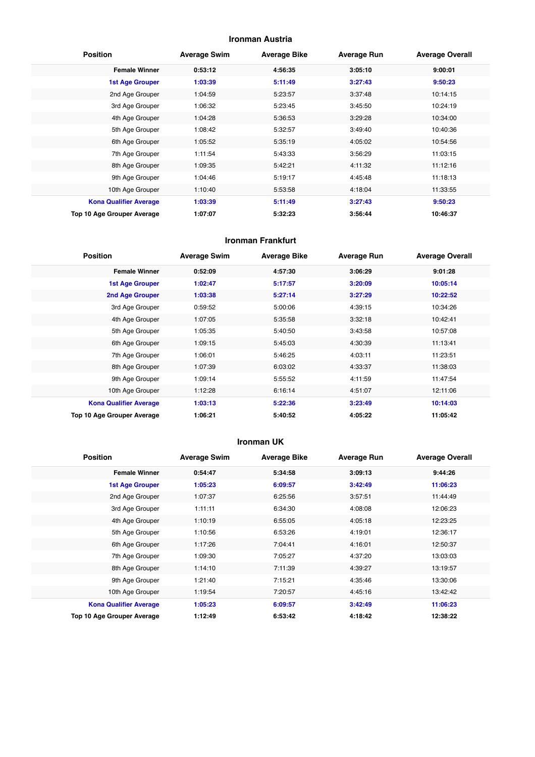### Ironman Austria

| Position | Average Swim | Average Bike | Average Run | Average Overall |
|---|---|---|---|---|
| **Female Winner** | **0:53:12** | **4:56:35** | **3:05:10** | **9:00:01** |
| **1st Age Grouper** | **1:03:39** | **5:11:49** | **3:27:43** | **9:50:23** |
| 2nd Age Grouper | 1:04:59 | 5:23:57 | 3:37:48 | 10:14:15 |
| 3rd Age Grouper | 1:06:32 | 5:23:45 | 3:45:50 | 10:24:19 |
| 4th Age Grouper | 1:04:28 | 5:36:53 | 3:29:28 | 10:34:00 |
| 5th Age Grouper | 1:08:42 | 5:32:57 | 3:49:40 | 10:40:36 |
| 6th Age Grouper | 1:05:52 | 5:35:19 | 4:05:02 | 10:54:56 |
| 7th Age Grouper | 1:11:54 | 5:43:33 | 3:56:29 | 11:03:15 |
| 8th Age Grouper | 1:09:35 | 5:42:21 | 4:11:32 | 11:12:16 |
| 9th Age Grouper | 1:04:46 | 5:19:17 | 4:45:48 | 11:18:13 |
| 10th Age Grouper | 1:10:40 | 5:53:58 | 4:18:04 | 11:33:55 |
| **Kona Qualifier Average** | **1:03:39** | **5:11:49** | **3:27:43** | **9:50:23** |
| **Top 10 Age Grouper Average** | **1:07:07** | **5:32:23** | **3:56:44** | **10:46:37** |

### Ironman Frankfurt

| Position | Average Swim | Average Bike | Average Run | Average Overall |
|---|---|---|---|---|
| **Female Winner** | **0:52:09** | **4:57:30** | **3:06:29** | **9:01:28** |
| **1st Age Grouper** | **1:02:47** | **5:17:57** | **3:20:09** | **10:05:14** |
| **2nd Age Grouper** | **1:03:38** | **5:27:14** | **3:27:29** | **10:22:52** |
| 3rd Age Grouper | 0:59:52 | 5:00:06 | 4:39:15 | 10:34:26 |
| 4th Age Grouper | 1:07:05 | 5:35:58 | 3:32:18 | 10:42:41 |
| 5th Age Grouper | 1:05:35 | 5:40:50 | 3:43:58 | 10:57:08 |
| 6th Age Grouper | 1:09:15 | 5:45:03 | 4:30:39 | 11:13:41 |
| 7th Age Grouper | 1:06:01 | 5:46:25 | 4:03:11 | 11:23:51 |
| 8th Age Grouper | 1:07:39 | 6:03:02 | 4:33:37 | 11:38:03 |
| 9th Age Grouper | 1:09:14 | 5:55:52 | 4:11:59 | 11:47:54 |
| 10th Age Grouper | 1:12:28 | 6:16:14 | 4:51:07 | 12:11:06 |
| **Kona Qualifier Average** | **1:03:13** | **5:22:36** | **3:23:49** | **10:14:03** |
| **Top 10 Age Grouper Average** | **1:06:21** | **5:40:52** | **4:05:22** | **11:05:42** |

### Ironman UK

| Position | Average Swim | Average Bike | Average Run | Average Overall |
|---|---|---|---|---|
| **Female Winner** | **0:54:47** | **5:34:58** | **3:09:13** | **9:44:26** |
| **1st Age Grouper** | **1:05:23** | **6:09:57** | **3:42:49** | **11:06:23** |
| 2nd Age Grouper | 1:07:37 | 6:25:56 | 3:57:51 | 11:44:49 |
| 3rd Age Grouper | 1:11:11 | 6:34:30 | 4:08:08 | 12:06:23 |
| 4th Age Grouper | 1:10:19 | 6:55:05 | 4:05:18 | 12:23:25 |
| 5th Age Grouper | 1:10:56 | 6:53:26 | 4:19:01 | 12:36:17 |
| 6th Age Grouper | 1:17:26 | 7:04:41 | 4:16:01 | 12:50:37 |
| 7th Age Grouper | 1:09:30 | 7:05:27 | 4:37:20 | 13:03:03 |
| 8th Age Grouper | 1:14:10 | 7:11:39 | 4:39:27 | 13:19:57 |
| 9th Age Grouper | 1:21:40 | 7:15:21 | 4:35:46 | 13:30:06 |
| 10th Age Grouper | 1:19:54 | 7:20:57 | 4:45:16 | 13:42:42 |
| **Kona Qualifier Average** | **1:05:23** | **6:09:57** | **3:42:49** | **11:06:23** |
| **Top 10 Age Grouper Average** | **1:12:49** | **6:53:42** | **4:18:42** | **12:38:22** |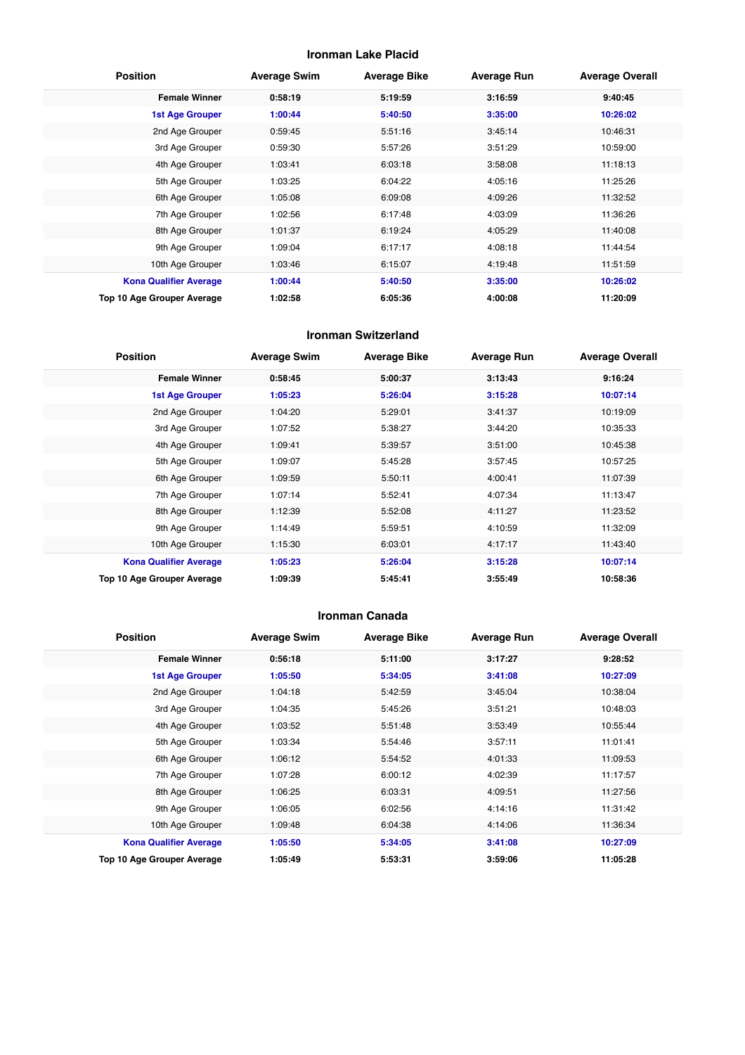### Ironman Lake Placid

| Position | Average Swim | Average Bike | Average Run | Average Overall |
|---|---|---|---|---|
| **Female Winner** | **0:58:19** | **5:19:59** | **3:16:59** | **9:40:45** |
| **1st Age Grouper** | **1:00:44** | **5:40:50** | **3:35:00** | **10:26:02** |
| 2nd Age Grouper | 0:59:45 | 5:51:16 | 3:45:14 | 10:46:31 |
| 3rd Age Grouper | 0:59:30 | 5:57:26 | 3:51:29 | 10:59:00 |
| 4th Age Grouper | 1:03:41 | 6:03:18 | 3:58:08 | 11:18:13 |
| 5th Age Grouper | 1:03:25 | 6:04:22 | 4:05:16 | 11:25:26 |
| 6th Age Grouper | 1:05:08 | 6:09:08 | 4:09:26 | 11:32:52 |
| 7th Age Grouper | 1:02:56 | 6:17:48 | 4:03:09 | 11:36:26 |
| 8th Age Grouper | 1:01:37 | 6:19:24 | 4:05:29 | 11:40:08 |
| 9th Age Grouper | 1:09:04 | 6:17:17 | 4:08:18 | 11:44:54 |
| 10th Age Grouper | 1:03:46 | 6:15:07 | 4:19:48 | 11:51:59 |
| **Kona Qualifier Average** | **1:00:44** | **5:40:50** | **3:35:00** | **10:26:02** |
| **Top 10 Age Grouper Average** | **1:02:58** | **6:05:36** | **4:00:08** | **11:20:09** |

### Ironman Switzerland

| Position | Average Swim | Average Bike | Average Run | Average Overall |
|---|---|---|---|---|
| **Female Winner** | **0:58:45** | **5:00:37** | **3:13:43** | **9:16:24** |
| **1st Age Grouper** | **1:05:23** | **5:26:04** | **3:15:28** | **10:07:14** |
| 2nd Age Grouper | 1:04:20 | 5:29:01 | 3:41:37 | 10:19:09 |
| 3rd Age Grouper | 1:07:52 | 5:38:27 | 3:44:20 | 10:35:33 |
| 4th Age Grouper | 1:09:41 | 5:39:57 | 3:51:00 | 10:45:38 |
| 5th Age Grouper | 1:09:07 | 5:45:28 | 3:57:45 | 10:57:25 |
| 6th Age Grouper | 1:09:59 | 5:50:11 | 4:00:41 | 11:07:39 |
| 7th Age Grouper | 1:07:14 | 5:52:41 | 4:07:34 | 11:13:47 |
| 8th Age Grouper | 1:12:39 | 5:52:08 | 4:11:27 | 11:23:52 |
| 9th Age Grouper | 1:14:49 | 5:59:51 | 4:10:59 | 11:32:09 |
| 10th Age Grouper | 1:15:30 | 6:03:01 | 4:17:17 | 11:43:40 |
| **Kona Qualifier Average** | **1:05:23** | **5:26:04** | **3:15:28** | **10:07:14** |
| **Top 10 Age Grouper Average** | **1:09:39** | **5:45:41** | **3:55:49** | **10:58:36** |

### Ironman Canada

| Position | Average Swim | Average Bike | Average Run | Average Overall |
|---|---|---|---|---|
| **Female Winner** | **0:56:18** | **5:11:00** | **3:17:27** | **9:28:52** |
| **1st Age Grouper** | **1:05:50** | **5:34:05** | **3:41:08** | **10:27:09** |
| 2nd Age Grouper | 1:04:18 | 5:42:59 | 3:45:04 | 10:38:04 |
| 3rd Age Grouper | 1:04:35 | 5:45:26 | 3:51:21 | 10:48:03 |
| 4th Age Grouper | 1:03:52 | 5:51:48 | 3:53:49 | 10:55:44 |
| 5th Age Grouper | 1:03:34 | 5:54:46 | 3:57:11 | 11:01:41 |
| 6th Age Grouper | 1:06:12 | 5:54:52 | 4:01:33 | 11:09:53 |
| 7th Age Grouper | 1:07:28 | 6:00:12 | 4:02:39 | 11:17:57 |
| 8th Age Grouper | 1:06:25 | 6:03:31 | 4:09:51 | 11:27:56 |
| 9th Age Grouper | 1:06:05 | 6:02:56 | 4:14:16 | 11:31:42 |
| 10th Age Grouper | 1:09:48 | 6:04:38 | 4:14:06 | 11:36:34 |
| **Kona Qualifier Average** | **1:05:50** | **5:34:05** | **3:41:08** | **10:27:09** |
| **Top 10 Age Grouper Average** | **1:05:49** | **5:53:31** | **3:59:06** | **11:05:28** |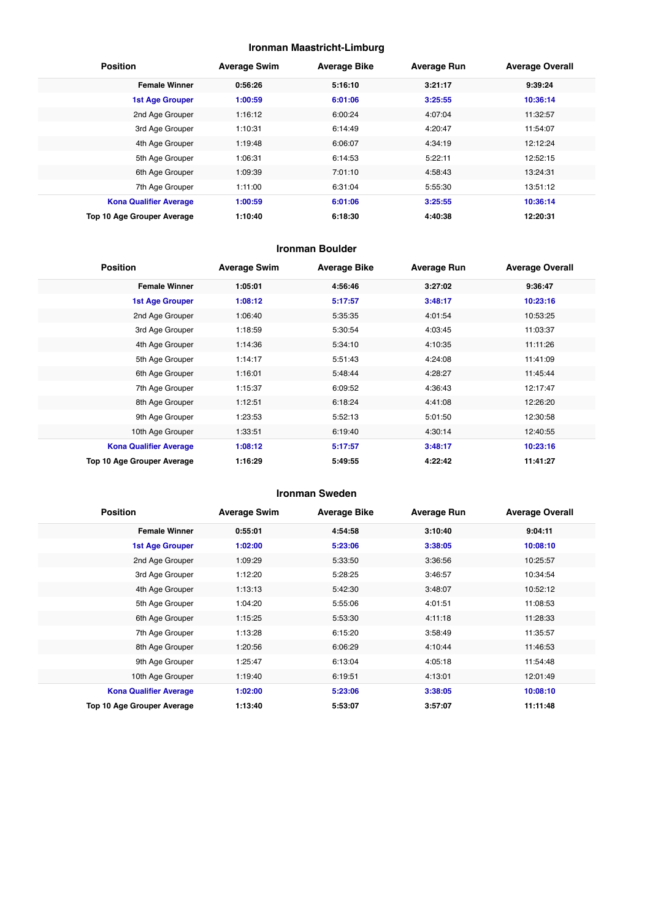### Ironman Maastricht-Limburg

| Position | Average Swim | Average Bike | Average Run | Average Overall |
|---|---|---|---|---|
| **Female Winner** | **0:56:26** | **5:16:10** | **3:21:17** | **9:39:24** |
| **1st Age Grouper** | **1:00:59** | **6:01:06** | **3:25:55** | **10:36:14** |
| 2nd Age Grouper | 1:16:12 | 6:00:24 | 4:07:04 | 11:32:57 |
| 3rd Age Grouper | 1:10:31 | 6:14:49 | 4:20:47 | 11:54:07 |
| 4th Age Grouper | 1:19:48 | 6:06:07 | 4:34:19 | 12:12:24 |
| 5th Age Grouper | 1:06:31 | 6:14:53 | 5:22:11 | 12:52:15 |
| 6th Age Grouper | 1:09:39 | 7:01:10 | 4:58:43 | 13:24:31 |
| 7th Age Grouper | 1:11:00 | 6:31:04 | 5:55:30 | 13:51:12 |
| **Kona Qualifier Average** | **1:00:59** | **6:01:06** | **3:25:55** | **10:36:14** |
| **Top 10 Age Grouper Average** | **1:10:40** | **6:18:30** | **4:40:38** | **12:20:31** |

### Ironman Boulder

| Position | Average Swim | Average Bike | Average Run | Average Overall |
|---|---|---|---|---|
| **Female Winner** | **1:05:01** | **4:56:46** | **3:27:02** | **9:36:47** |
| **1st Age Grouper** | **1:08:12** | **5:17:57** | **3:48:17** | **10:23:16** |
| 2nd Age Grouper | 1:06:40 | 5:35:35 | 4:01:54 | 10:53:25 |
| 3rd Age Grouper | 1:18:59 | 5:30:54 | 4:03:45 | 11:03:37 |
| 4th Age Grouper | 1:14:36 | 5:34:10 | 4:10:35 | 11:11:26 |
| 5th Age Grouper | 1:14:17 | 5:51:43 | 4:24:08 | 11:41:09 |
| 6th Age Grouper | 1:16:01 | 5:48:44 | 4:28:27 | 11:45:44 |
| 7th Age Grouper | 1:15:37 | 6:09:52 | 4:36:43 | 12:17:47 |
| 8th Age Grouper | 1:12:51 | 6:18:24 | 4:41:08 | 12:26:20 |
| 9th Age Grouper | 1:23:53 | 5:52:13 | 5:01:50 | 12:30:58 |
| 10th Age Grouper | 1:33:51 | 6:19:40 | 4:30:14 | 12:40:55 |
| **Kona Qualifier Average** | **1:08:12** | **5:17:57** | **3:48:17** | **10:23:16** |
| **Top 10 Age Grouper Average** | **1:16:29** | **5:49:55** | **4:22:42** | **11:41:27** |

### Ironman Sweden

| Position | Average Swim | Average Bike | Average Run | Average Overall |
|---|---|---|---|---|
| **Female Winner** | **0:55:01** | **4:54:58** | **3:10:40** | **9:04:11** |
| **1st Age Grouper** | **1:02:00** | **5:23:06** | **3:38:05** | **10:08:10** |
| 2nd Age Grouper | 1:09:29 | 5:33:50 | 3:36:56 | 10:25:57 |
| 3rd Age Grouper | 1:12:20 | 5:28:25 | 3:46:57 | 10:34:54 |
| 4th Age Grouper | 1:13:13 | 5:42:30 | 3:48:07 | 10:52:12 |
| 5th Age Grouper | 1:04:20 | 5:55:06 | 4:01:51 | 11:08:53 |
| 6th Age Grouper | 1:15:25 | 5:53:30 | 4:11:18 | 11:28:33 |
| 7th Age Grouper | 1:13:28 | 6:15:20 | 3:58:49 | 11:35:57 |
| 8th Age Grouper | 1:20:56 | 6:06:29 | 4:10:44 | 11:46:53 |
| 9th Age Grouper | 1:25:47 | 6:13:04 | 4:05:18 | 11:54:48 |
| 10th Age Grouper | 1:19:40 | 6:19:51 | 4:13:01 | 12:01:49 |
| **Kona Qualifier Average** | **1:02:00** | **5:23:06** | **3:38:05** | **10:08:10** |
| **Top 10 Age Grouper Average** | **1:13:40** | **5:53:07** | **3:57:07** | **11:11:48** |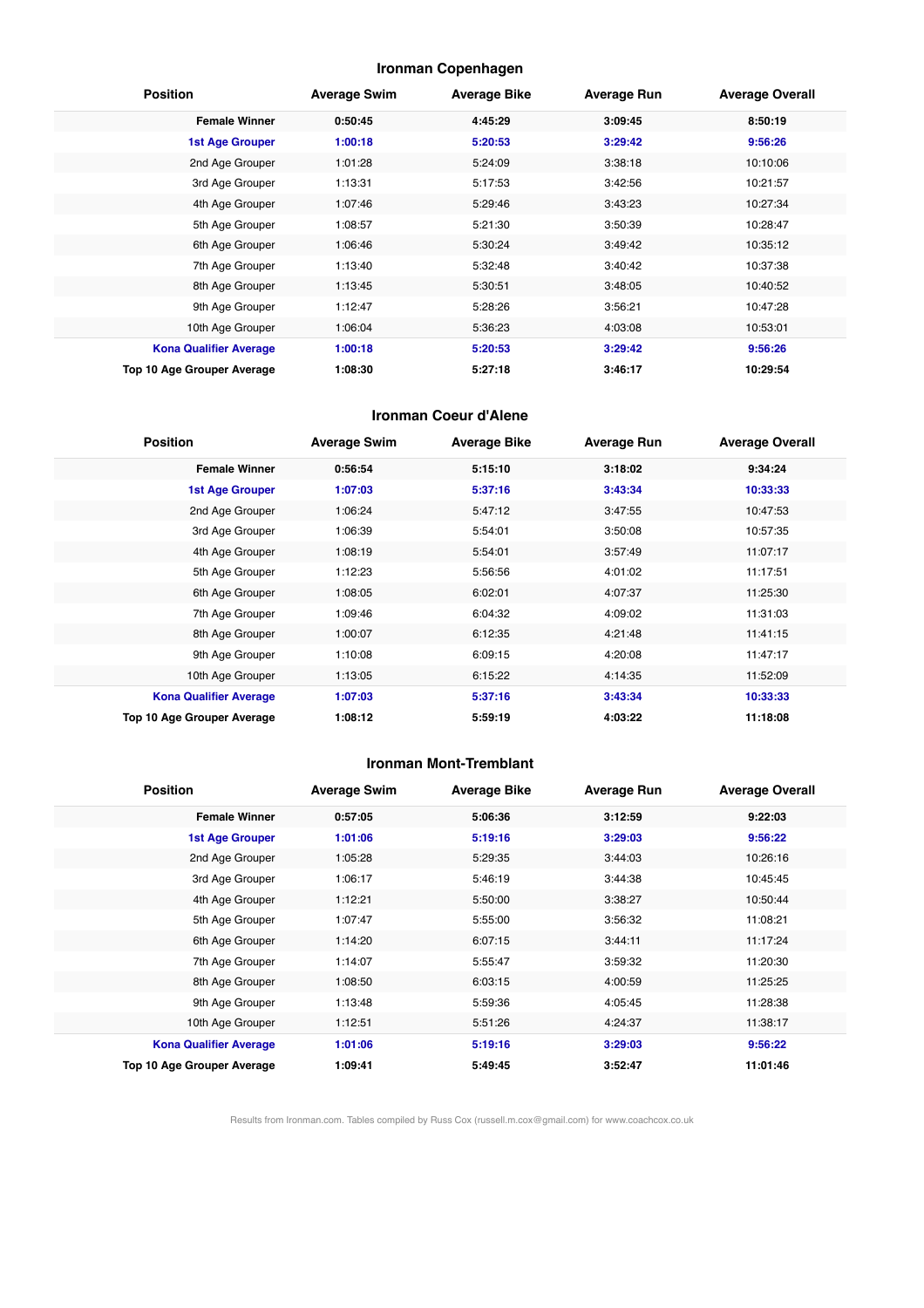## Ironman Copenhagen

| Position | Average Swim | Average Bike | Average Run | Average Overall |
|---|---|---|---|---|
| **Female Winner** | **0:50:45** | **4:45:29** | **3:09:45** | **8:50:19** |
| **1st Age Grouper** | **1:00:18** | **5:20:53** | **3:29:42** | **9:56:26** |
| 2nd Age Grouper | 1:01:28 | 5:24:09 | 3:38:18 | 10:10:06 |
| 3rd Age Grouper | 1:13:31 | 5:17:53 | 3:42:56 | 10:21:57 |
| 4th Age Grouper | 1:07:46 | 5:29:46 | 3:43:23 | 10:27:34 |
| 5th Age Grouper | 1:08:57 | 5:21:30 | 3:50:39 | 10:28:47 |
| 6th Age Grouper | 1:06:46 | 5:30:24 | 3:49:42 | 10:35:12 |
| 7th Age Grouper | 1:13:40 | 5:32:48 | 3:40:42 | 10:37:38 |
| 8th Age Grouper | 1:13:45 | 5:30:51 | 3:48:05 | 10:40:52 |
| 9th Age Grouper | 1:12:47 | 5:28:26 | 3:56:21 | 10:47:28 |
| 10th Age Grouper | 1:06:04 | 5:36:23 | 4:03:08 | 10:53:01 |
| **Kona Qualifier Average** | **1:00:18** | **5:20:53** | **3:29:42** | **9:56:26** |
| **Top 10 Age Grouper Average** | **1:08:30** | **5:27:18** | **3:46:17** | **10:29:54** |

## Ironman Coeur d'Alene

| Position | Average Swim | Average Bike | Average Run | Average Overall |
|---|---|---|---|---|
| **Female Winner** | **0:56:54** | **5:15:10** | **3:18:02** | **9:34:24** |
| **1st Age Grouper** | **1:07:03** | **5:37:16** | **3:43:34** | **10:33:33** |
| 2nd Age Grouper | 1:06:24 | 5:47:12 | 3:47:55 | 10:47:53 |
| 3rd Age Grouper | 1:06:39 | 5:54:01 | 3:50:08 | 10:57:35 |
| 4th Age Grouper | 1:08:19 | 5:54:01 | 3:57:49 | 11:07:17 |
| 5th Age Grouper | 1:12:23 | 5:56:56 | 4:01:02 | 11:17:51 |
| 6th Age Grouper | 1:08:05 | 6:02:01 | 4:07:37 | 11:25:30 |
| 7th Age Grouper | 1:09:46 | 6:04:32 | 4:09:02 | 11:31:03 |
| 8th Age Grouper | 1:00:07 | 6:12:35 | 4:21:48 | 11:41:15 |
| 9th Age Grouper | 1:10:08 | 6:09:15 | 4:20:08 | 11:47:17 |
| 10th Age Grouper | 1:13:05 | 6:15:22 | 4:14:35 | 11:52:09 |
| **Kona Qualifier Average** | **1:07:03** | **5:37:16** | **3:43:34** | **10:33:33** |
| **Top 10 Age Grouper Average** | **1:08:12** | **5:59:19** | **4:03:22** | **11:18:08** |

## Ironman Mont-Tremblant

| Position | Average Swim | Average Bike | Average Run | Average Overall |
|---|---|---|---|---|
| **Female Winner** | **0:57:05** | **5:06:36** | **3:12:59** | **9:22:03** |
| **1st Age Grouper** | **1:01:06** | **5:19:16** | **3:29:03** | **9:56:22** |
| 2nd Age Grouper | 1:05:28 | 5:29:35 | 3:44:03 | 10:26:16 |
| 3rd Age Grouper | 1:06:17 | 5:46:19 | 3:44:38 | 10:45:45 |
| 4th Age Grouper | 1:12:21 | 5:50:00 | 3:38:27 | 10:50:44 |
| 5th Age Grouper | 1:07:47 | 5:55:00 | 3:56:32 | 11:08:21 |
| 6th Age Grouper | 1:14:20 | 6:07:15 | 3:44:11 | 11:17:24 |
| 7th Age Grouper | 1:14:07 | 5:55:47 | 3:59:32 | 11:20:30 |
| 8th Age Grouper | 1:08:50 | 6:03:15 | 4:00:59 | 11:25:25 |
| 9th Age Grouper | 1:13:48 | 5:59:36 | 4:05:45 | 11:28:38 |
| 10th Age Grouper | 1:12:51 | 5:51:26 | 4:24:37 | 11:38:17 |
| **Kona Qualifier Average** | **1:01:06** | **5:19:16** | **3:29:03** | **9:56:22** |
| **Top 10 Age Grouper Average** | **1:09:41** | **5:49:45** | **3:52:47** | **11:01:46** |

Results from Ironman.com. Tables compiled by Russ Cox (russell.m.cox@gmail.com) for www.coachcox.co.uk